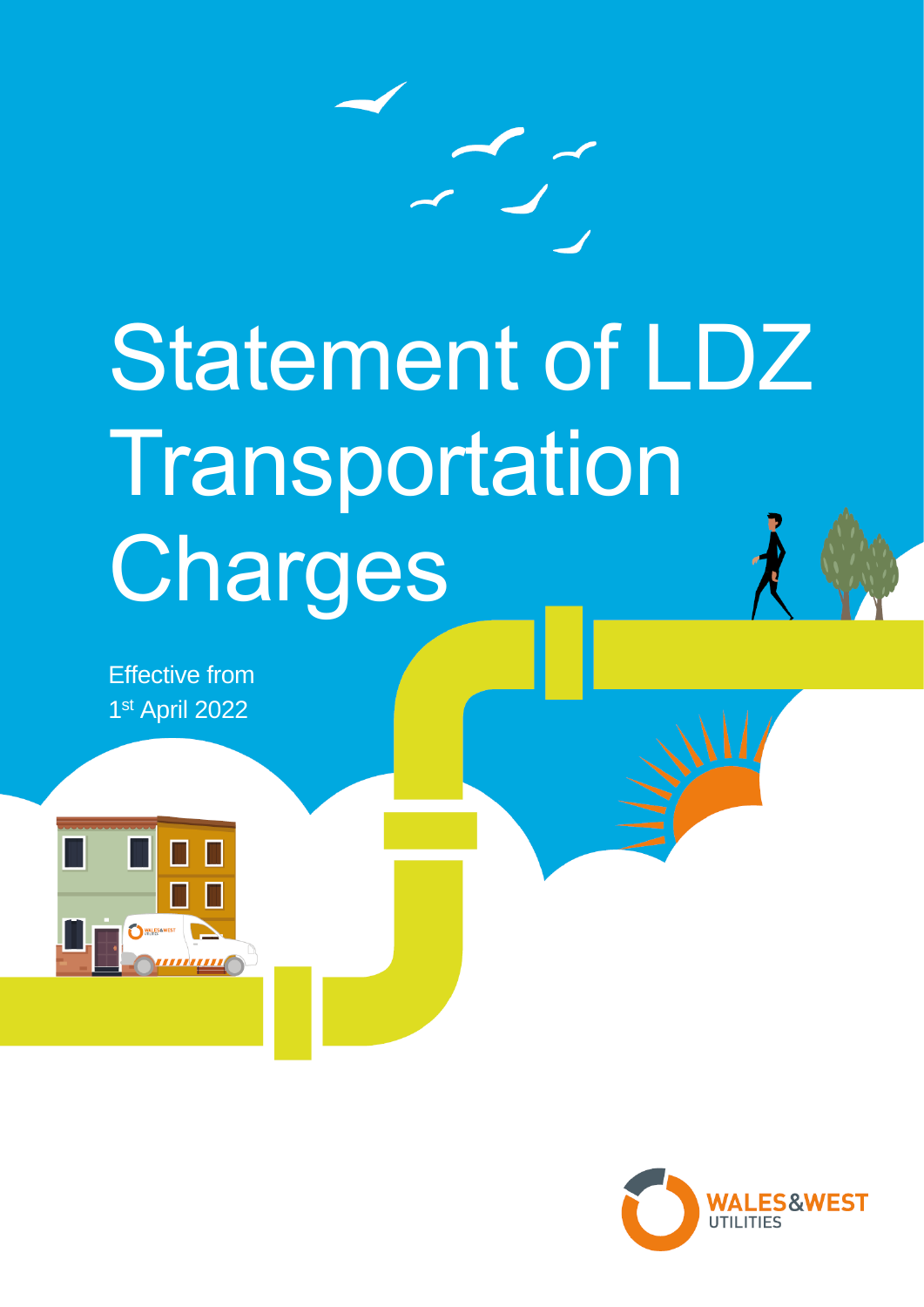# Statement of LDZ Transportation Charges

Effective from
1st April 2022

WALES&WEST UTILITIES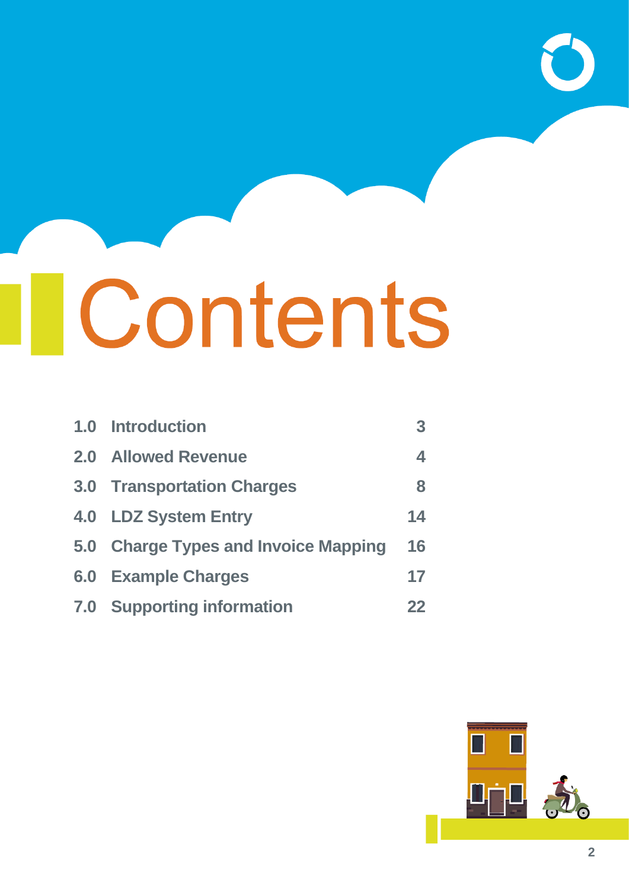# Contents

| | | |
|---|---|---|
| 1.0 | Introduction | 3 |
| 2.0 | Allowed Revenue | 4 |
| 3.0 | Transportation Charges | 8 |
| 4.0 | LDZ System Entry | 14 |
| 5.0 | Charge Types and Invoice Mapping | 16 |
| 6.0 | Example Charges | 17 |
| 7.0 | Supporting information | 22 |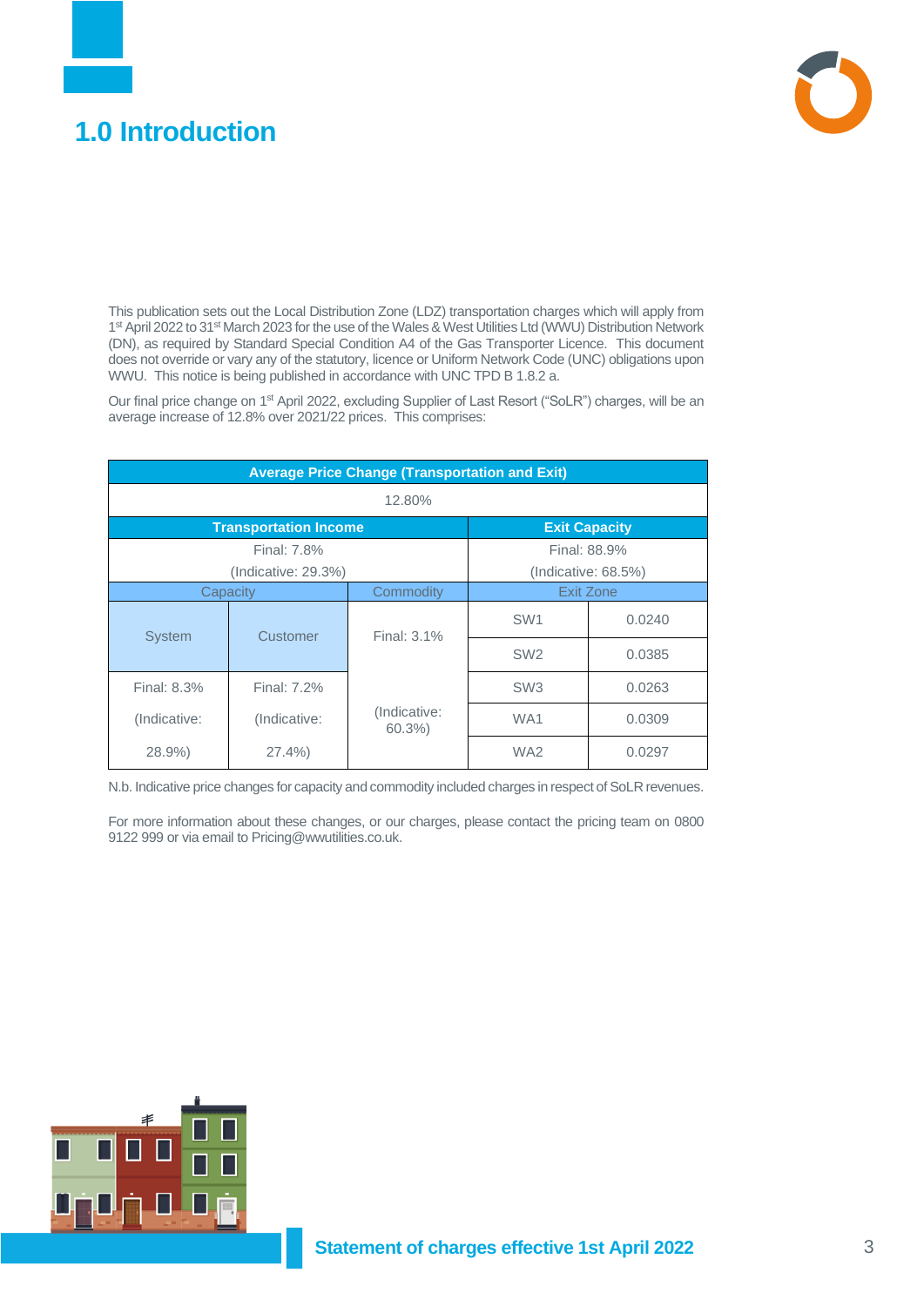# 1.0 Introduction

This publication sets out the Local Distribution Zone (LDZ) transportation charges which will apply from 1st April 2022 to 31st March 2023 for the use of the Wales & West Utilities Ltd (WWU) Distribution Network (DN), as required by Standard Special Condition A4 of the Gas Transporter Licence. This document does not override or vary any of the statutory, licence or Uniform Network Code (UNC) obligations upon WWU. This notice is being published in accordance with UNC TPD B 1.8.2 a.

Our final price change on 1st April 2022, excluding Supplier of Last Resort ("SoLR") charges, will be an average increase of 12.8% over 2021/22 prices. This comprises:

| Average Price Change (Transportation and Exit) | | | | |
|---|---|---|---|---|
| 12.80% | | | | |
| **Transportation Income** | | | **Exit Capacity** | |
| Final: 7.8% (Indicative: 29.3%) | | | Final: 88.9% (Indicative: 68.5%) | |
| Capacity | | Commodity | Exit Zone | |
| System | Customer | Final: 3.1% | SW1 | 0.0240 |
| | | | SW2 | 0.0385 |
| Final: 8.3% (Indicative: 28.9%) | Final: 7.2% (Indicative: 27.4%) | (Indicative: 60.3%) | SW3 | 0.0263 |
| | | | WA1 | 0.0309 |
| | | | WA2 | 0.0297 |

N.b. Indicative price changes for capacity and commodity included charges in respect of SoLR revenues.

For more information about these changes, or our charges, please contact the pricing team on 0800 9122 999 or via email to Pricing@wwutilities.co.uk.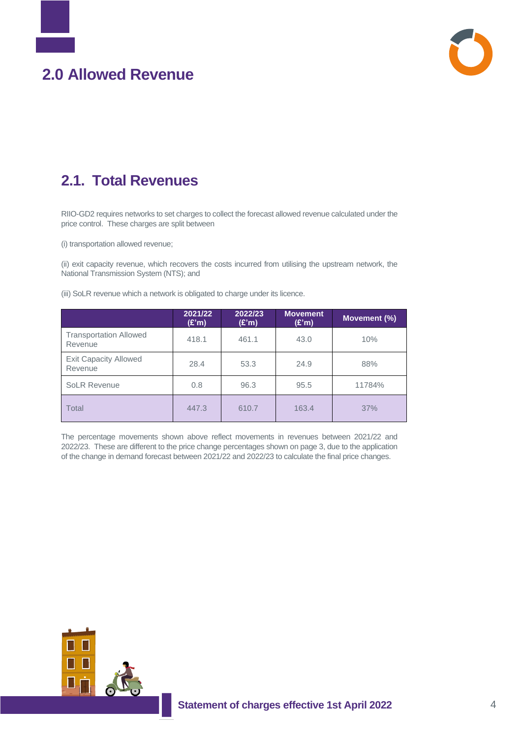# 2.0 Allowed Revenue

## 2.1. Total Revenues

RIIO-GD2 requires networks to set charges to collect the forecast allowed revenue calculated under the price control. These charges are split between

(i) transportation allowed revenue;

(ii) exit capacity revenue, which recovers the costs incurred from utilising the upstream network, the National Transmission System (NTS); and

(iii) SoLR revenue which a network is obligated to charge under its licence.

| | 2021/22 (£'m) | 2022/23 (£'m) | Movement (£'m) | Movement (%) |
|---|---|---|---|---|
| Transportation Allowed Revenue | 418.1 | 461.1 | 43.0 | 10% |
| Exit Capacity Allowed Revenue | 28.4 | 53.3 | 24.9 | 88% |
| SoLR Revenue | 0.8 | 96.3 | 95.5 | 11784% |
| Total | 447.3 | 610.7 | 163.4 | 37% |

The percentage movements shown above reflect movements in revenues between 2021/22 and 2022/23. These are different to the price change percentages shown on page 3, due to the application of the change in demand forecast between 2021/22 and 2022/23 to calculate the final price changes.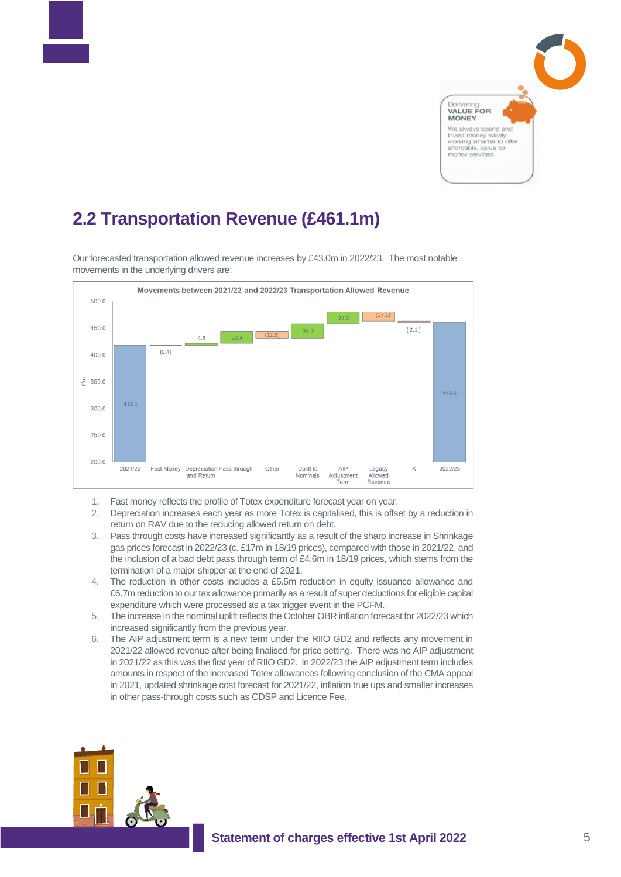## 2.2 Transportation Revenue (£461.1m)

Our forecasted transportation allowed revenue increases by £43.0m in 2022/23. The most notable movements in the underlying drivers are:

Movements between 2021/22 and 2022/23 Transportation Allowed Revenue

£'m

500.0
450.0
400.0
350.0
300.0
250.0
200.0

418.1
(0.4)
4.3
22.4
(12.9)
26.7
22.2
(17.1)
(2.1)
461.1

2021/22
Fast Money
Depreciation and Return
Pass through
Other
Uplift to Nominals
AIP Adjustment Term
Legacy Allowed Revenue
K
2022/23

1. Fast money reflects the profile of Totex expenditure forecast year on year.
2. Depreciation increases each year as more Totex is capitalised, this is offset by a reduction in return on RAV due to the reducing allowed return on debt.
3. Pass through costs have increased significantly as a result of the sharp increase in Shrinkage gas prices forecast in 2022/23 (c. £17m in 18/19 prices), compared with those in 2021/22, and the inclusion of a bad debt pass through term of £4.6m in 18/19 prices, which stems from the termination of a major shipper at the end of 2021.
4. The reduction in other costs includes a £5.5m reduction in equity issuance allowance and £6.7m reduction to our tax allowance primarily as a result of super deductions for eligible capital expenditure which were processed as a tax trigger event in the PCFM.
5. The increase in the nominal uplift reflects the October OBR inflation forecast for 2022/23 which increased significantly from the previous year.
6. The AIP adjustment term is a new term under the RIIO GD2 and reflects any movement in 2021/22 allowed revenue after being finalised for price setting. There was no AIP adjustment in 2021/22 as this was the first year of RIIO GD2. In 2022/23 the AIP adjustment term includes amounts in respect of the increased Totex allowances following conclusion of the CMA appeal in 2021, updated shrinkage cost forecast for 2021/22, inflation true ups and smaller increases in other pass-through costs such as CDSP and Licence Fee.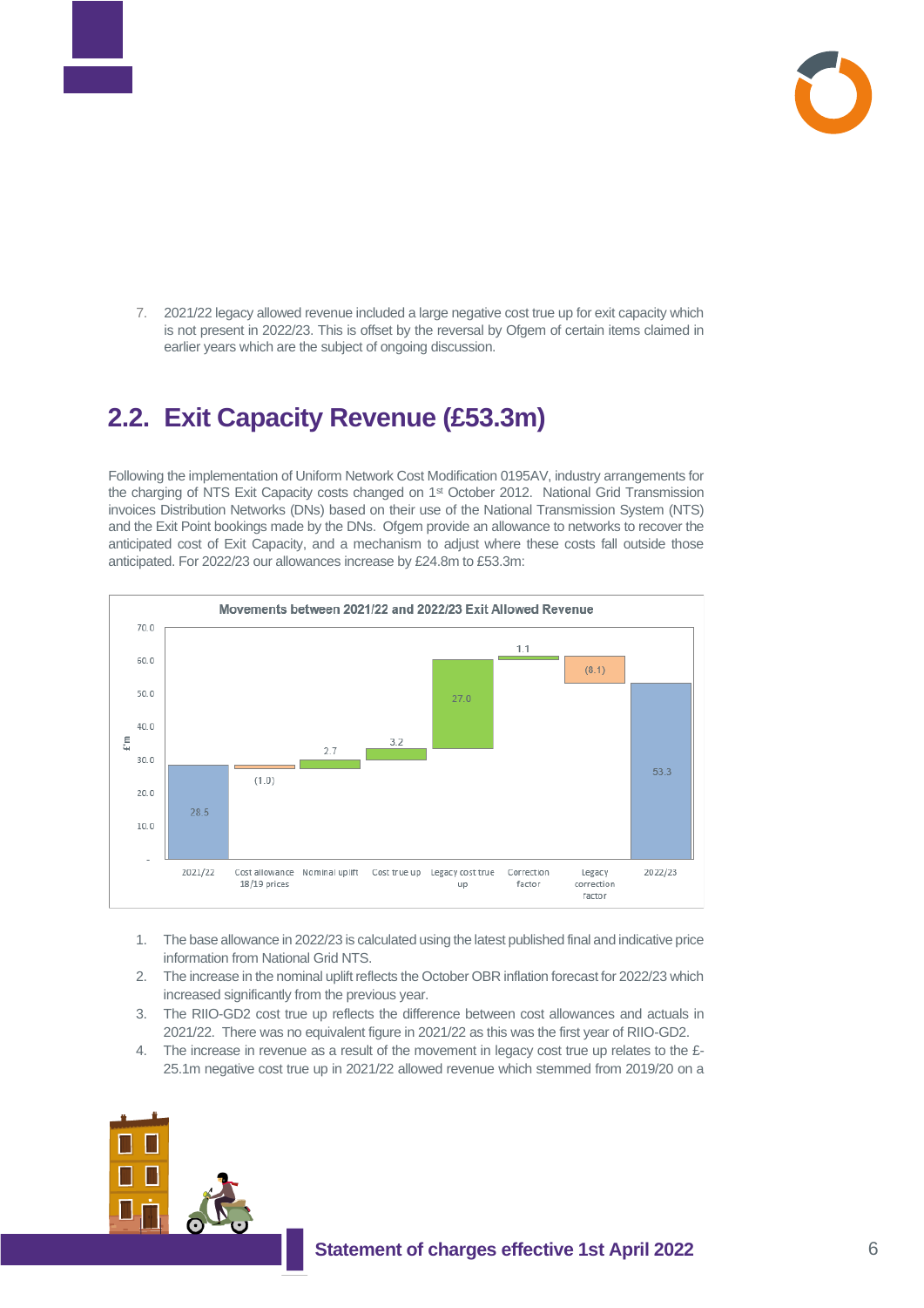7. 2021/22 legacy allowed revenue included a large negative cost true up for exit capacity which is not present in 2022/23. This is offset by the reversal by Ofgem of certain items claimed in earlier years which are the subject of ongoing discussion.

## 2.2. Exit Capacity Revenue (£53.3m)

Following the implementation of Uniform Network Cost Modification 0195AV, industry arrangements for the charging of NTS Exit Capacity costs changed on 1st October 2012. National Grid Transmission invoices Distribution Networks (DNs) based on their use of the National Transmission System (NTS) and the Exit Point bookings made by the DNs. Ofgem provide an allowance to networks to recover the anticipated cost of Exit Capacity, and a mechanism to adjust where these costs fall outside those anticipated. For 2022/23 our allowances increase by £24.8m to £53.3m:

Movements between 2021/22 and 2022/23 Exit Allowed Revenue

£'m

70.0
60.0
50.0
40.0
30.0
20.0
10.0
-

28.5
(1.0)
2.7
3.2
27.0
1.1
(8.1)
53.3

2021/22
Cost allowance 18/19 prices
Nominal uplift
Cost true up
Legacy cost true up
Correction factor
Legacy correction factor
2022/23

1. The base allowance in 2022/23 is calculated using the latest published final and indicative price information from National Grid NTS.
2. The increase in the nominal uplift reflects the October OBR inflation forecast for 2022/23 which increased significantly from the previous year.
3. The RIIO-GD2 cost true up reflects the difference between cost allowances and actuals in 2021/22. There was no equivalent figure in 2021/22 as this was the first year of RIIO-GD2.
4. The increase in revenue as a result of the movement in legacy cost true up relates to the £-25.1m negative cost true up in 2021/22 allowed revenue which stemmed from 2019/20 on a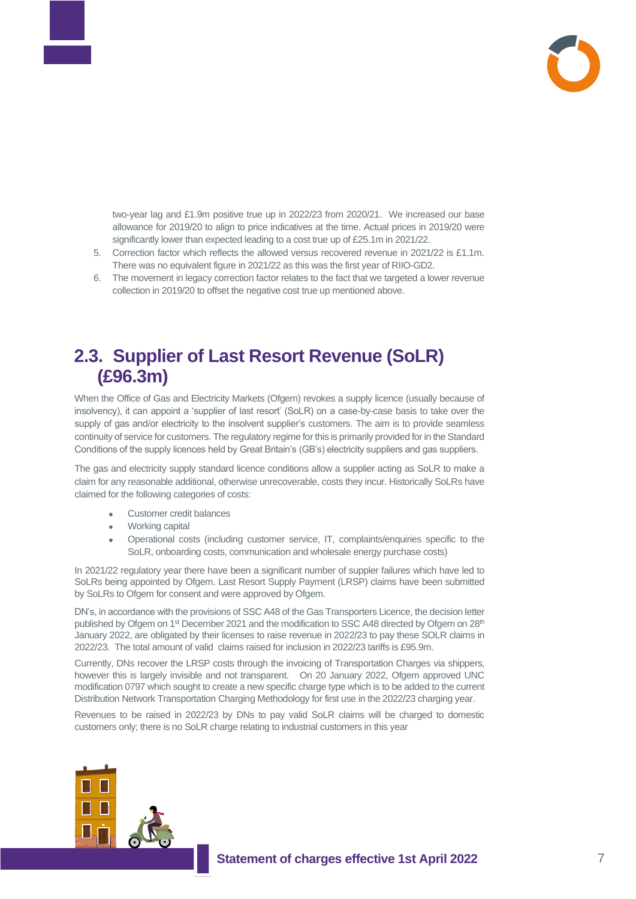two-year lag and £1.9m positive true up in 2022/23 from 2020/21. We increased our base allowance for 2019/20 to align to price indicatives at the time. Actual prices in 2019/20 were significantly lower than expected leading to a cost true up of £25.1m in 2021/22.

5. Correction factor which reflects the allowed versus recovered revenue in 2021/22 is £1.1m. There was no equivalent figure in 2021/22 as this was the first year of RIIO-GD2.
6. The movement in legacy correction factor relates to the fact that we targeted a lower revenue collection in 2019/20 to offset the negative cost true up mentioned above.

## 2.3. Supplier of Last Resort Revenue (SoLR) (£96.3m)

When the Office of Gas and Electricity Markets (Ofgem) revokes a supply licence (usually because of insolvency), it can appoint a 'supplier of last resort' (SoLR) on a case-by-case basis to take over the supply of gas and/or electricity to the insolvent supplier's customers. The aim is to provide seamless continuity of service for customers. The regulatory regime for this is primarily provided for in the Standard Conditions of the supply licences held by Great Britain's (GB's) electricity suppliers and gas suppliers.

The gas and electricity supply standard licence conditions allow a supplier acting as SoLR to make a claim for any reasonable additional, otherwise unrecoverable, costs they incur. Historically SoLRs have claimed for the following categories of costs:

- Customer credit balances
- Working capital
- Operational costs (including customer service, IT, complaints/enquiries specific to the SoLR, onboarding costs, communication and wholesale energy purchase costs)

In 2021/22 regulatory year there have been a significant number of suppler failures which have led to SoLRs being appointed by Ofgem. Last Resort Supply Payment (LRSP) claims have been submitted by SoLRs to Ofgem for consent and were approved by Ofgem.

DN's, in accordance with the provisions of SSC A48 of the Gas Transporters Licence, the decision letter published by Ofgem on 1st December 2021 and the modification to SSC A48 directed by Ofgem on 28th January 2022, are obligated by their licenses to raise revenue in 2022/23 to pay these SOLR claims in 2022/23. The total amount of valid claims raised for inclusion in 2022/23 tariffs is £95.9m.

Currently, DNs recover the LRSP costs through the invoicing of Transportation Charges via shippers, however this is largely invisible and not transparent. On 20 January 2022, Ofgem approved UNC modification 0797 which sought to create a new specific charge type which is to be added to the current Distribution Network Transportation Charging Methodology for first use in the 2022/23 charging year.

Revenues to be raised in 2022/23 by DNs to pay valid SoLR claims will be charged to domestic customers only; there is no SoLR charge relating to industrial customers in this year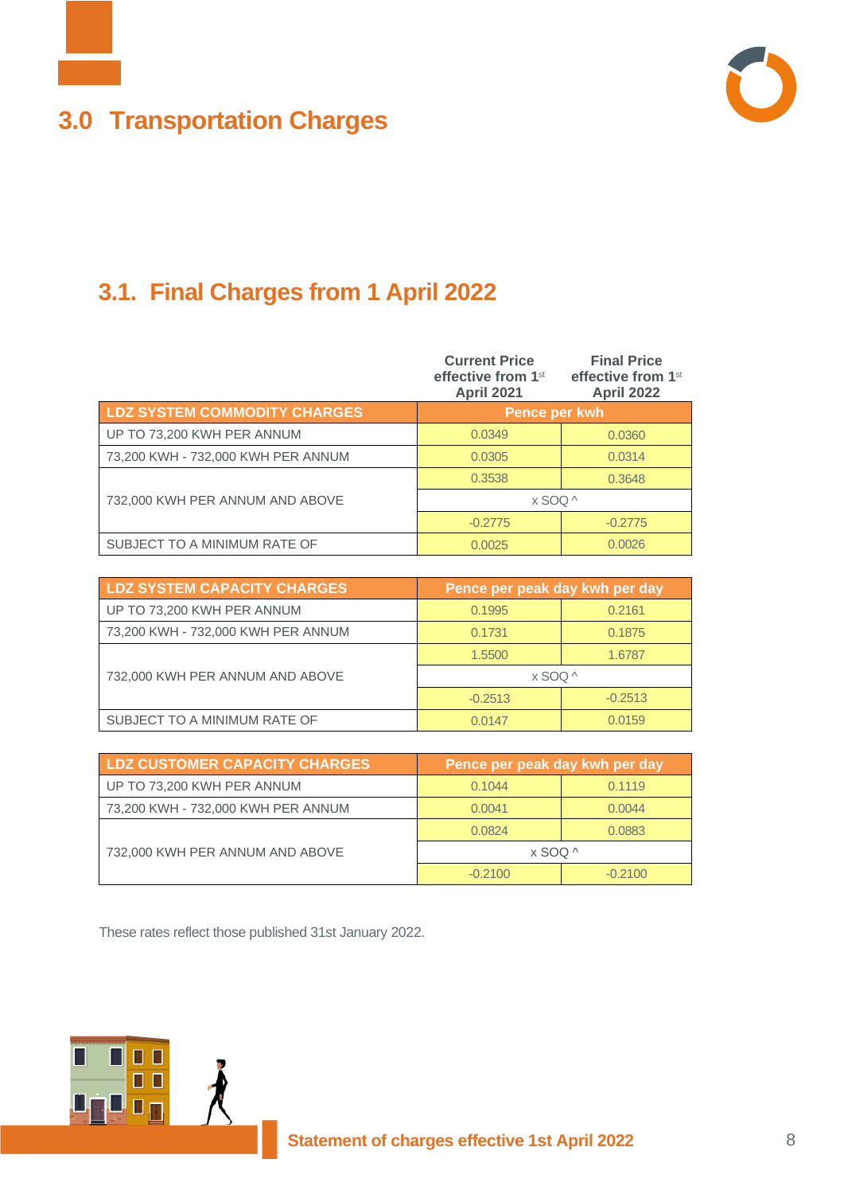# 3.0 Transportation Charges

## 3.1. Final Charges from 1 April 2022

| | Current Price effective from 1st April 2021 | Final Price effective from 1st April 2022 |
|---|---|---|
| **LDZ SYSTEM COMMODITY CHARGES** | **Pence per kwh** | |
| UP TO 73,200 KWH PER ANNUM | 0.0349 | 0.0360 |
| 73,200 KWH - 732,000 KWH PER ANNUM | 0.0305 | 0.0314 |
| 732,000 KWH PER ANNUM AND ABOVE | 0.3538 | 0.3648 |
| | x SOQ ^ | |
| | -0.2775 | -0.2775 |
| SUBJECT TO A MINIMUM RATE OF | 0.0025 | 0.0026 |
| **LDZ SYSTEM CAPACITY CHARGES** | **Pence per peak day kwh per day** | |
| UP TO 73,200 KWH PER ANNUM | 0.1995 | 0.2161 |
| 73,200 KWH - 732,000 KWH PER ANNUM | 0.1731 | 0.1875 |
| 732,000 KWH PER ANNUM AND ABOVE | 1.5500 | 1.6787 |
| | x SOQ ^ | |
| | -0.2513 | -0.2513 |
| SUBJECT TO A MINIMUM RATE OF | 0.0147 | 0.0159 |
| **LDZ CUSTOMER CAPACITY CHARGES** | **Pence per peak day kwh per day** | |
| UP TO 73,200 KWH PER ANNUM | 0.1044 | 0.1119 |
| 73,200 KWH - 732,000 KWH PER ANNUM | 0.0041 | 0.0044 |
| 732,000 KWH PER ANNUM AND ABOVE | 0.0824 | 0.0883 |
| | x SOQ ^ | |
| | -0.2100 | -0.2100 |

These rates reflect those published 31st January 2022.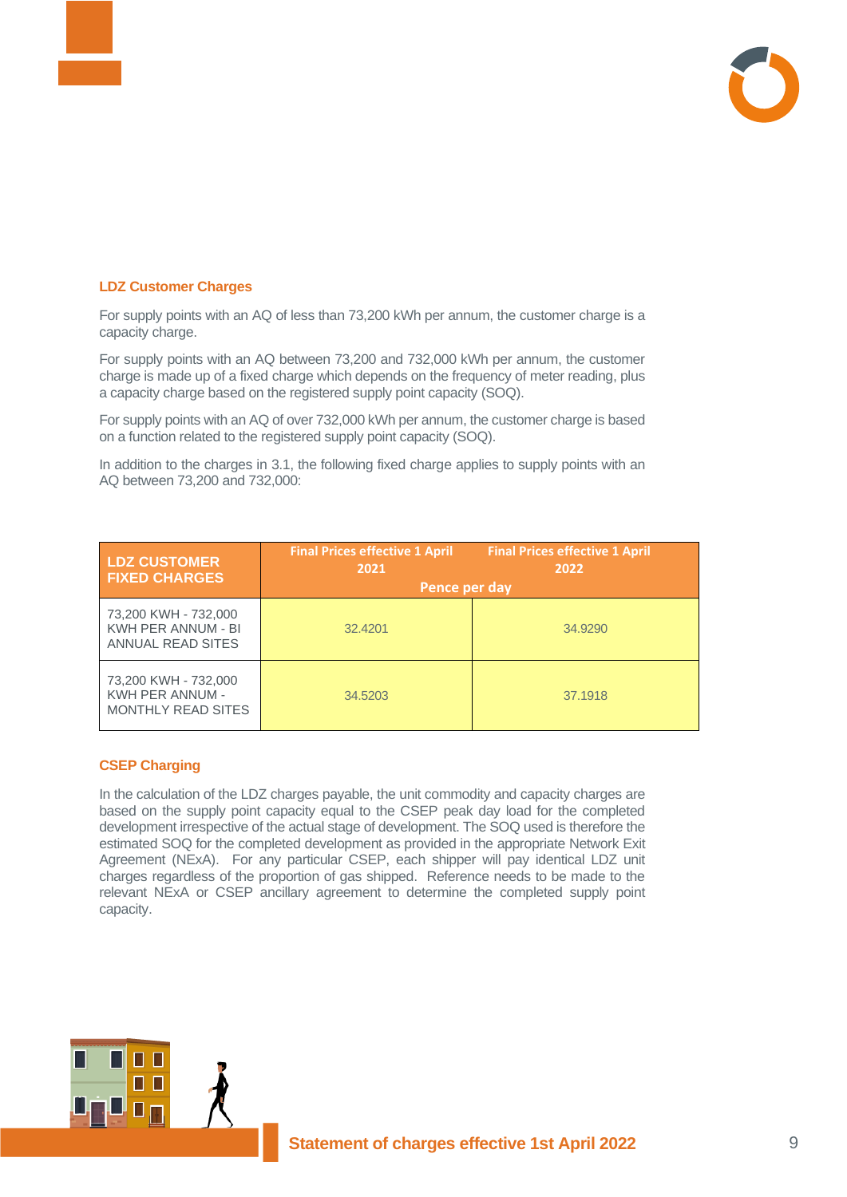## LDZ Customer Charges

For supply points with an AQ of less than 73,200 kWh per annum, the customer charge is a capacity charge.

For supply points with an AQ between 73,200 and 732,000 kWh per annum, the customer charge is made up of a fixed charge which depends on the frequency of meter reading, plus a capacity charge based on the registered supply point capacity (SOQ).

For supply points with an AQ of over 732,000 kWh per annum, the customer charge is based on a function related to the registered supply point capacity (SOQ).

In addition to the charges in 3.1, the following fixed charge applies to supply points with an AQ between 73,200 and 732,000:

| LDZ CUSTOMER FIXED CHARGES | Final Prices effective 1 April 2021 | Final Prices effective 1 April 2022 |
|---|---|---|
| | Pence per day | |
| 73,200 KWH - 732,000 KWH PER ANNUM - BI ANNUAL READ SITES | 32.4201 | 34.9290 |
| 73,200 KWH - 732,000 KWH PER ANNUM - MONTHLY READ SITES | 34.5203 | 37.1918 |

## CSEP Charging

In the calculation of the LDZ charges payable, the unit commodity and capacity charges are based on the supply point capacity equal to the CSEP peak day load for the completed development irrespective of the actual stage of development. The SOQ used is therefore the estimated SOQ for the completed development as provided in the appropriate Network Exit Agreement (NExA). For any particular CSEP, each shipper will pay identical LDZ unit charges regardless of the proportion of gas shipped. Reference needs to be made to the relevant NExA or CSEP ancillary agreement to determine the completed supply point capacity.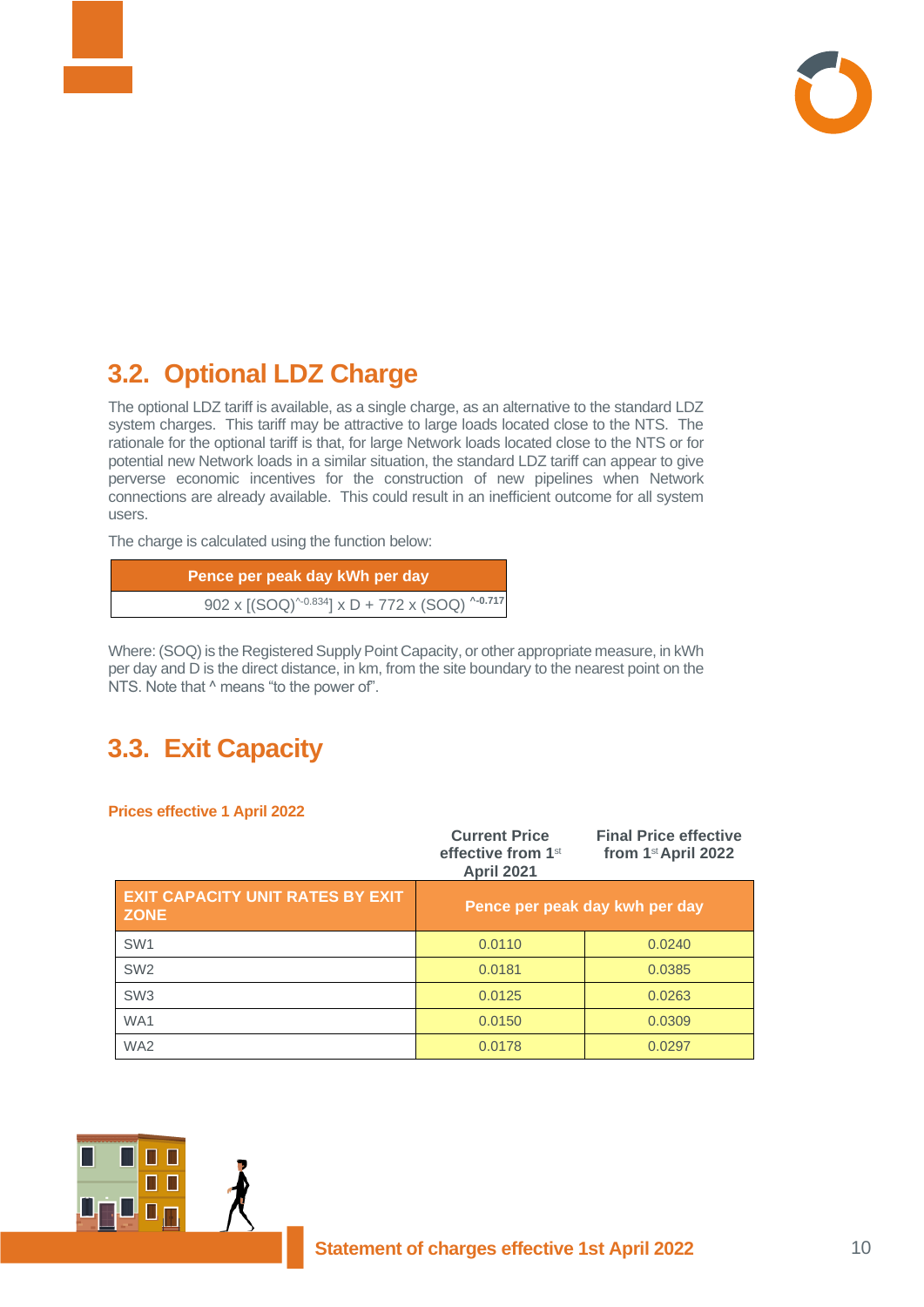## 3.2. Optional LDZ Charge

The optional LDZ tariff is available, as a single charge, as an alternative to the standard LDZ system charges. This tariff may be attractive to large loads located close to the NTS. The rationale for the optional tariff is that, for large Network loads located close to the NTS or for potential new Network loads in a similar situation, the standard LDZ tariff can appear to give perverse economic incentives for the construction of new pipelines when Network connections are already available. This could result in an inefficient outcome for all system users.

The charge is calculated using the function below:

| Pence per peak day kWh per day |
|---|
| $902 \times [(SOQ)^{\wedge -0.834}] \times D + 772 \times (SOQ)^{\wedge -0.717}$ |

Where: (SOQ) is the Registered Supply Point Capacity, or other appropriate measure, in kWh per day and D is the direct distance, in km, from the site boundary to the nearest point on the NTS. Note that ^ means "to the power of".

## 3.3. Exit Capacity

**Prices effective 1 April 2022**

| EXIT CAPACITY UNIT RATES BY EXIT ZONE | Current Price effective from 1st April 2021 | Final Price effective from 1st April 2022 |
|---|---|---|
| | Pence per peak day kwh per day | |
| SW1 | 0.0110 | 0.0240 |
| SW2 | 0.0181 | 0.0385 |
| SW3 | 0.0125 | 0.0263 |
| WA1 | 0.0150 | 0.0309 |
| WA2 | 0.0178 | 0.0297 |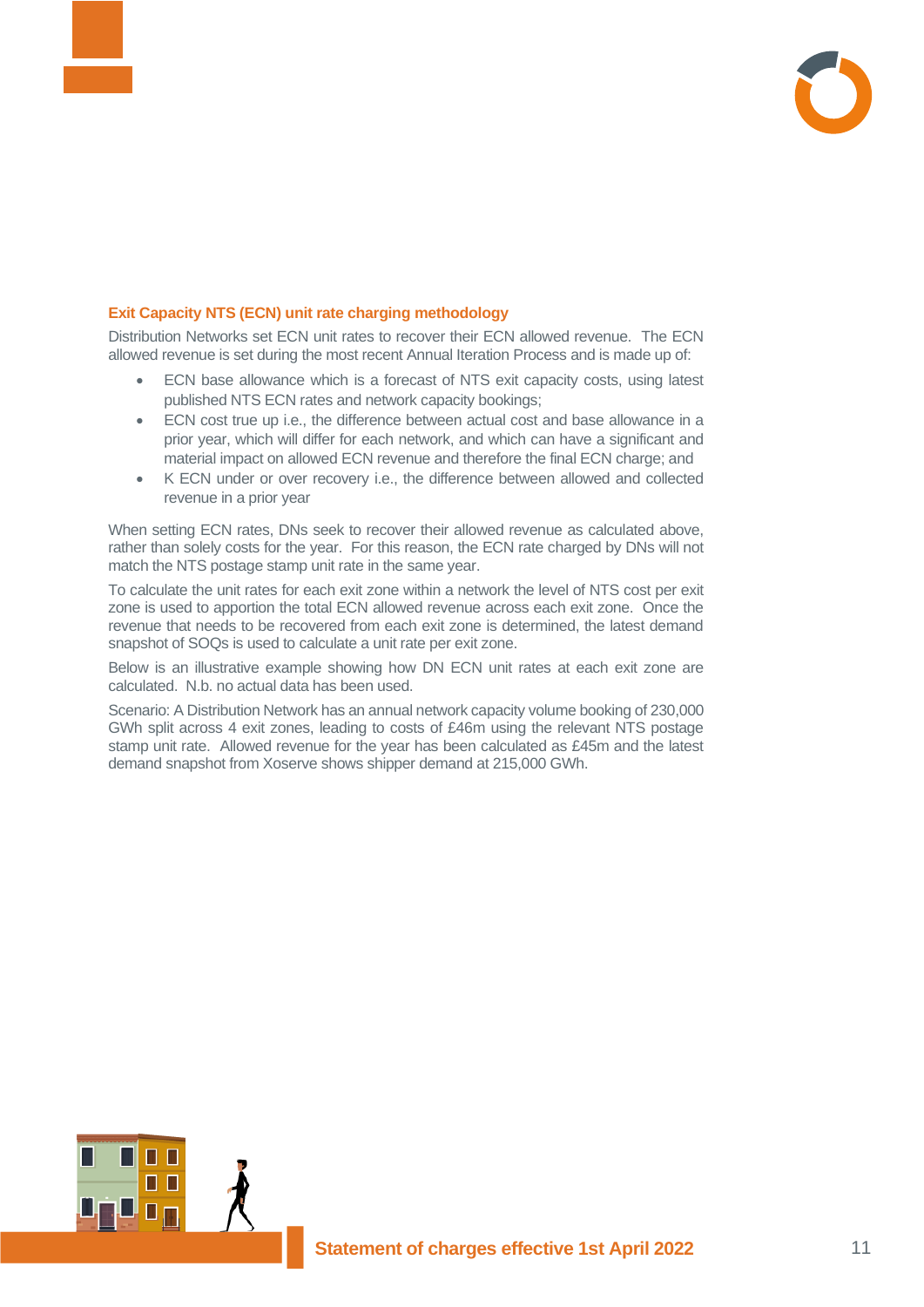### Exit Capacity NTS (ECN) unit rate charging methodology

Distribution Networks set ECN unit rates to recover their ECN allowed revenue. The ECN allowed revenue is set during the most recent Annual Iteration Process and is made up of:

- ECN base allowance which is a forecast of NTS exit capacity costs, using latest published NTS ECN rates and network capacity bookings;
- ECN cost true up i.e., the difference between actual cost and base allowance in a prior year, which will differ for each network, and which can have a significant and material impact on allowed ECN revenue and therefore the final ECN charge; and
- K ECN under or over recovery i.e., the difference between allowed and collected revenue in a prior year

When setting ECN rates, DNs seek to recover their allowed revenue as calculated above, rather than solely costs for the year. For this reason, the ECN rate charged by DNs will not match the NTS postage stamp unit rate in the same year.

To calculate the unit rates for each exit zone within a network the level of NTS cost per exit zone is used to apportion the total ECN allowed revenue across each exit zone. Once the revenue that needs to be recovered from each exit zone is determined, the latest demand snapshot of SOQs is used to calculate a unit rate per exit zone.

Below is an illustrative example showing how DN ECN unit rates at each exit zone are calculated. N.b. no actual data has been used.

Scenario: A Distribution Network has an annual network capacity volume booking of 230,000 GWh split across 4 exit zones, leading to costs of £46m using the relevant NTS postage stamp unit rate. Allowed revenue for the year has been calculated as £45m and the latest demand snapshot from Xoserve shows shipper demand at 215,000 GWh.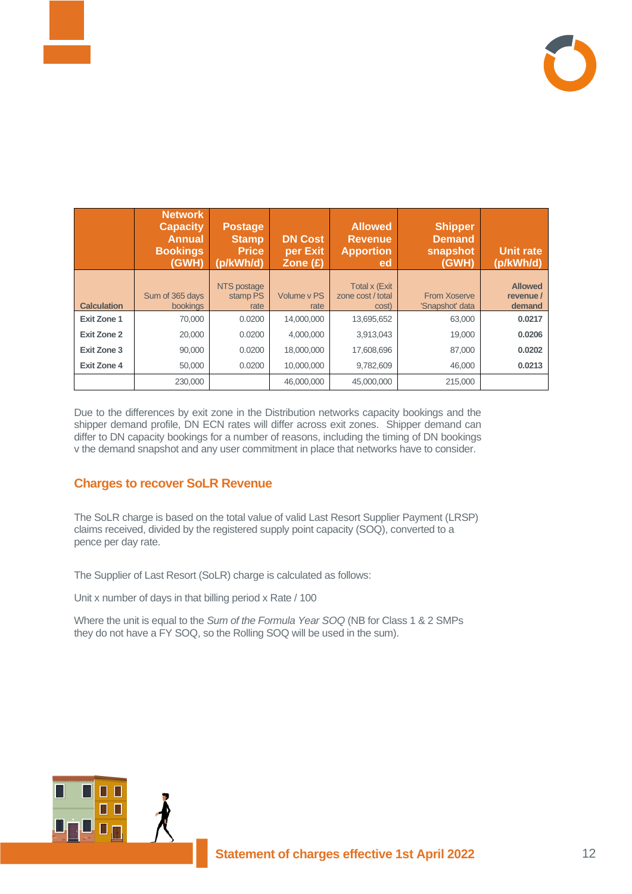| | Network Capacity Annual Bookings (GWH) | Postage Stamp Price (p/kWh/d) | DN Cost per Exit Zone (£) | Allowed Revenue Apportioned | Shipper Demand snapshot (GWH) | Unit rate (p/kWh/d) |
|---|---|---|---|---|---|---|
| **Calculation** | Sum of 365 days bookings | NTS postage stamp PS rate | Volume v PS rate | Total x (Exit zone cost / total cost) | From Xoserve 'Snapshot' data | **Allowed revenue / demand** |
| **Exit Zone 1** | 70,000 | 0.0200 | 14,000,000 | 13,695,652 | 63,000 | **0.0217** |
| **Exit Zone 2** | 20,000 | 0.0200 | 4,000,000 | 3,913,043 | 19,000 | **0.0206** |
| **Exit Zone 3** | 90,000 | 0.0200 | 18,000,000 | 17,608,696 | 87,000 | **0.0202** |
| **Exit Zone 4** | 50,000 | 0.0200 | 10,000,000 | 9,782,609 | 46,000 | **0.0213** |
| | 230,000 | | 46,000,000 | 45,000,000 | 215,000 | |

Due to the differences by exit zone in the Distribution networks capacity bookings and the shipper demand profile, DN ECN rates will differ across exit zones. Shipper demand can differ to DN capacity bookings for a number of reasons, including the timing of DN bookings v the demand snapshot and any user commitment in place that networks have to consider.

## Charges to recover SoLR Revenue

The SoLR charge is based on the total value of valid Last Resort Supplier Payment (LRSP) claims received, divided by the registered supply point capacity (SOQ), converted to a pence per day rate.

The Supplier of Last Resort (SoLR) charge is calculated as follows:

Unit x number of days in that billing period x Rate / 100

Where the unit is equal to the *Sum of the Formula Year SOQ* (NB for Class 1 & 2 SMPs they do not have a FY SOQ, so the Rolling SOQ will be used in the sum).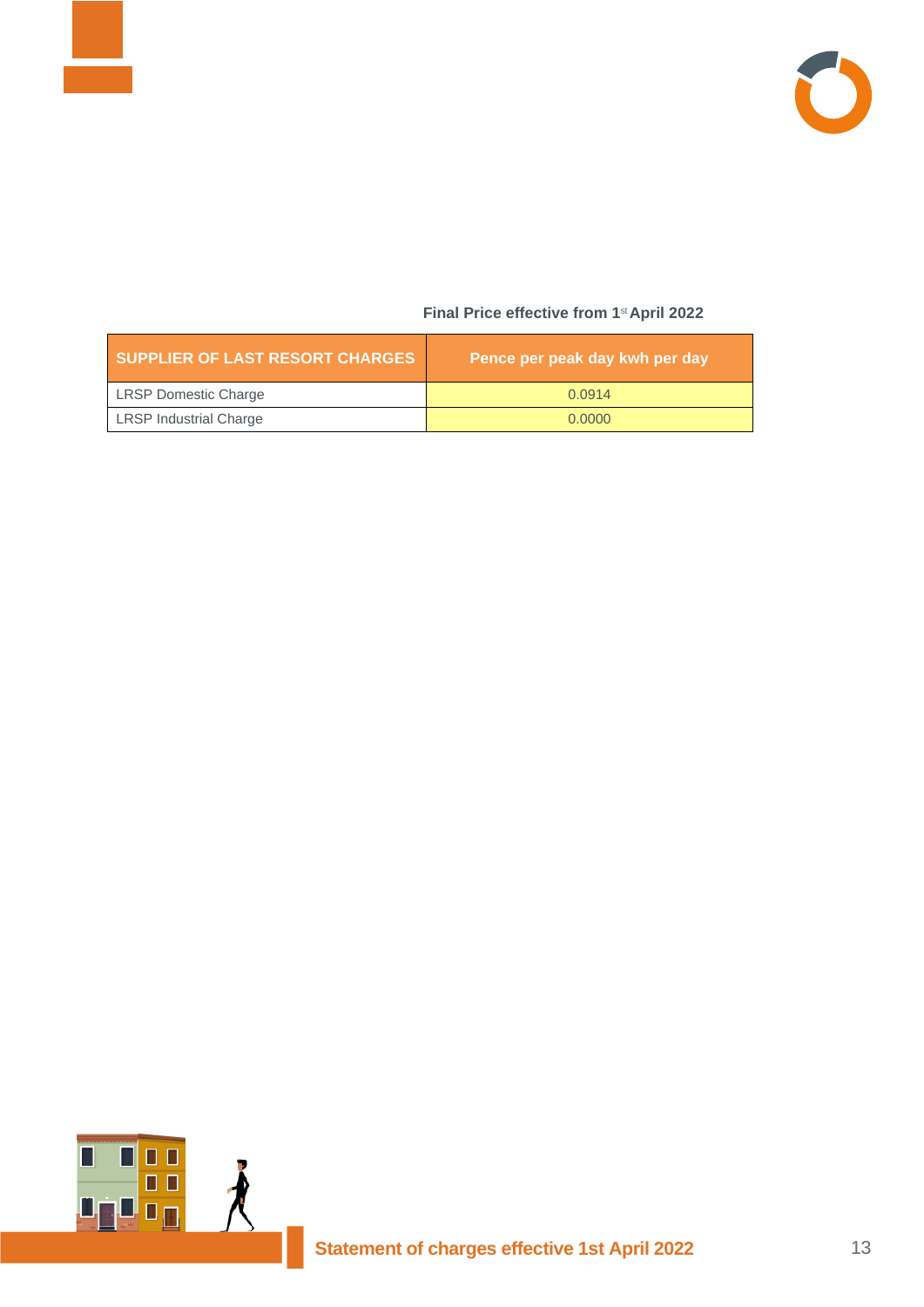**Final Price effective from 1st April 2022**

| SUPPLIER OF LAST RESORT CHARGES | Pence per peak day kwh per day |
|---|---|
| LRSP Domestic Charge | 0.0914 |
| LRSP Industrial Charge | 0.0000 |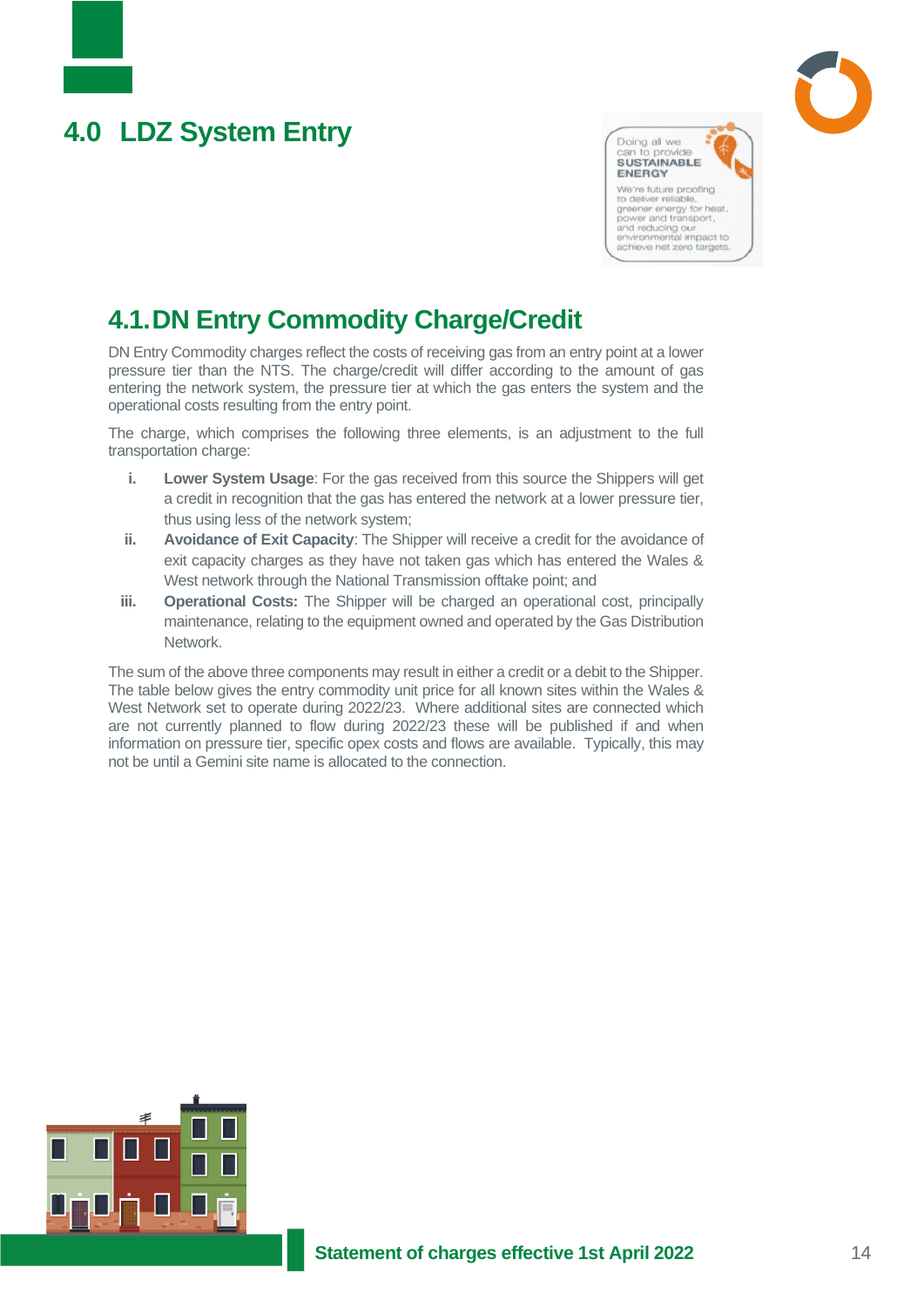# 4.0 LDZ System Entry

Doing all we can to provide **SUSTAINABLE ENERGY**

We're future proofing to deliver reliable, greener energy for heat, power and transport, and reducing our environmental impact to achieve net zero targets.

## 4.1. DN Entry Commodity Charge/Credit

DN Entry Commodity charges reflect the costs of receiving gas from an entry point at a lower pressure tier than the NTS. The charge/credit will differ according to the amount of gas entering the network system, the pressure tier at which the gas enters the system and the operational costs resulting from the entry point.

The charge, which comprises the following three elements, is an adjustment to the full transportation charge:

i. **Lower System Usage**: For the gas received from this source the Shippers will get a credit in recognition that the gas has entered the network at a lower pressure tier, thus using less of the network system;

ii. **Avoidance of Exit Capacity**: The Shipper will receive a credit for the avoidance of exit capacity charges as they have not taken gas which has entered the Wales & West network through the National Transmission offtake point; and

iii. **Operational Costs:** The Shipper will be charged an operational cost, principally maintenance, relating to the equipment owned and operated by the Gas Distribution Network.

The sum of the above three components may result in either a credit or a debit to the Shipper. The table below gives the entry commodity unit price for all known sites within the Wales & West Network set to operate during 2022/23. Where additional sites are connected which are not currently planned to flow during 2022/23 these will be published if and when information on pressure tier, specific opex costs and flows are available. Typically, this may not be until a Gemini site name is allocated to the connection.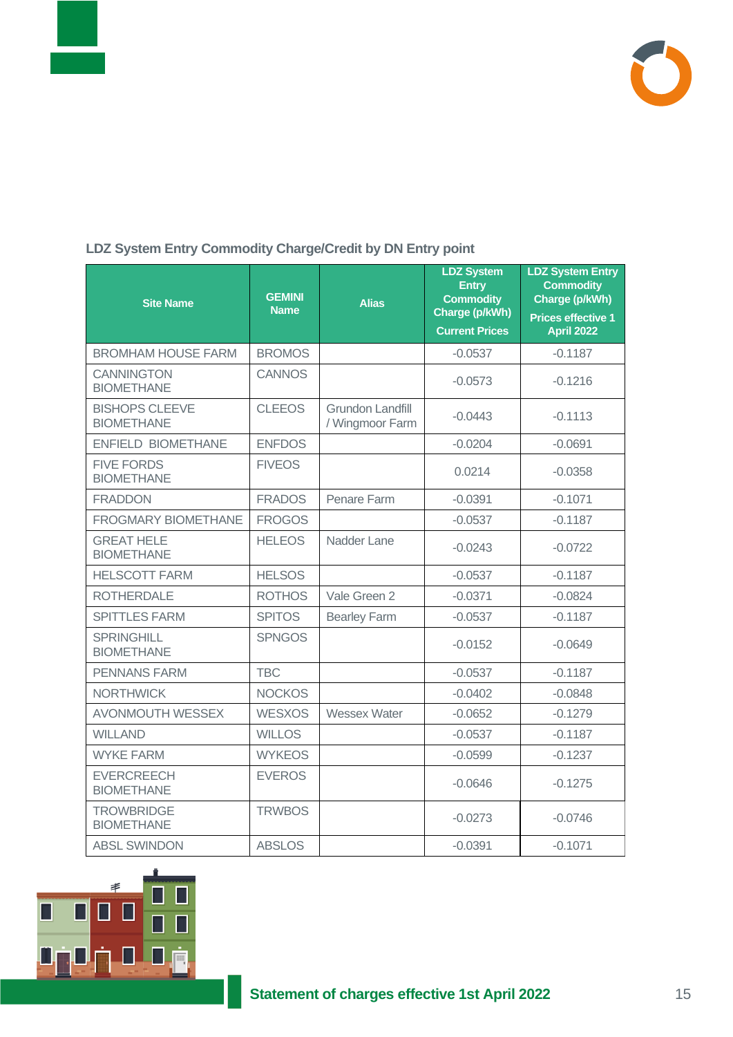### LDZ System Entry Commodity Charge/Credit by DN Entry point

| Site Name | GEMINI Name | Alias | LDZ System Entry Commodity Charge (p/kWh) Current Prices | LDZ System Entry Commodity Charge (p/kWh) Prices effective 1 April 2022 |
|---|---|---|---|---|
| BROMHAM HOUSE FARM | BROMOS | | -0.0537 | -0.1187 |
| CANNINGTON BIOMETHANE | CANNOS | | -0.0573 | -0.1216 |
| BISHOPS CLEEVE BIOMETHANE | CLEEOS | Grundon Landfill / Wingmoor Farm | -0.0443 | -0.1113 |
| ENFIELD BIOMETHANE | ENFDOS | | -0.0204 | -0.0691 |
| FIVE FORDS BIOMETHANE | FIVEOS | | 0.0214 | -0.0358 |
| FRADDON | FRADOS | Penare Farm | -0.0391 | -0.1071 |
| FROGMARY BIOMETHANE | FROGOS | | -0.0537 | -0.1187 |
| GREAT HELE BIOMETHANE | HELEOS | Nadder Lane | -0.0243 | -0.0722 |
| HELSCOTT FARM | HELSOS | | -0.0537 | -0.1187 |
| ROTHERDALE | ROTHOS | Vale Green 2 | -0.0371 | -0.0824 |
| SPITTLES FARM | SPITOS | Bearley Farm | -0.0537 | -0.1187 |
| SPRINGHILL BIOMETHANE | SPNGOS | | -0.0152 | -0.0649 |
| PENNANS FARM | TBC | | -0.0537 | -0.1187 |
| NORTHWICK | NOCKOS | | -0.0402 | -0.0848 |
| AVONMOUTH WESSEX | WESXOS | Wessex Water | -0.0652 | -0.1279 |
| WILLAND | WILLOS | | -0.0537 | -0.1187 |
| WYKE FARM | WYKEOS | | -0.0599 | -0.1237 |
| EVERCREECH BIOMETHANE | EVEROS | | -0.0646 | -0.1275 |
| TROWBRIDGE BIOMETHANE | TRWBOS | | -0.0273 | -0.0746 |
| ABSL SWINDON | ABSLOS | | -0.0391 | -0.1071 |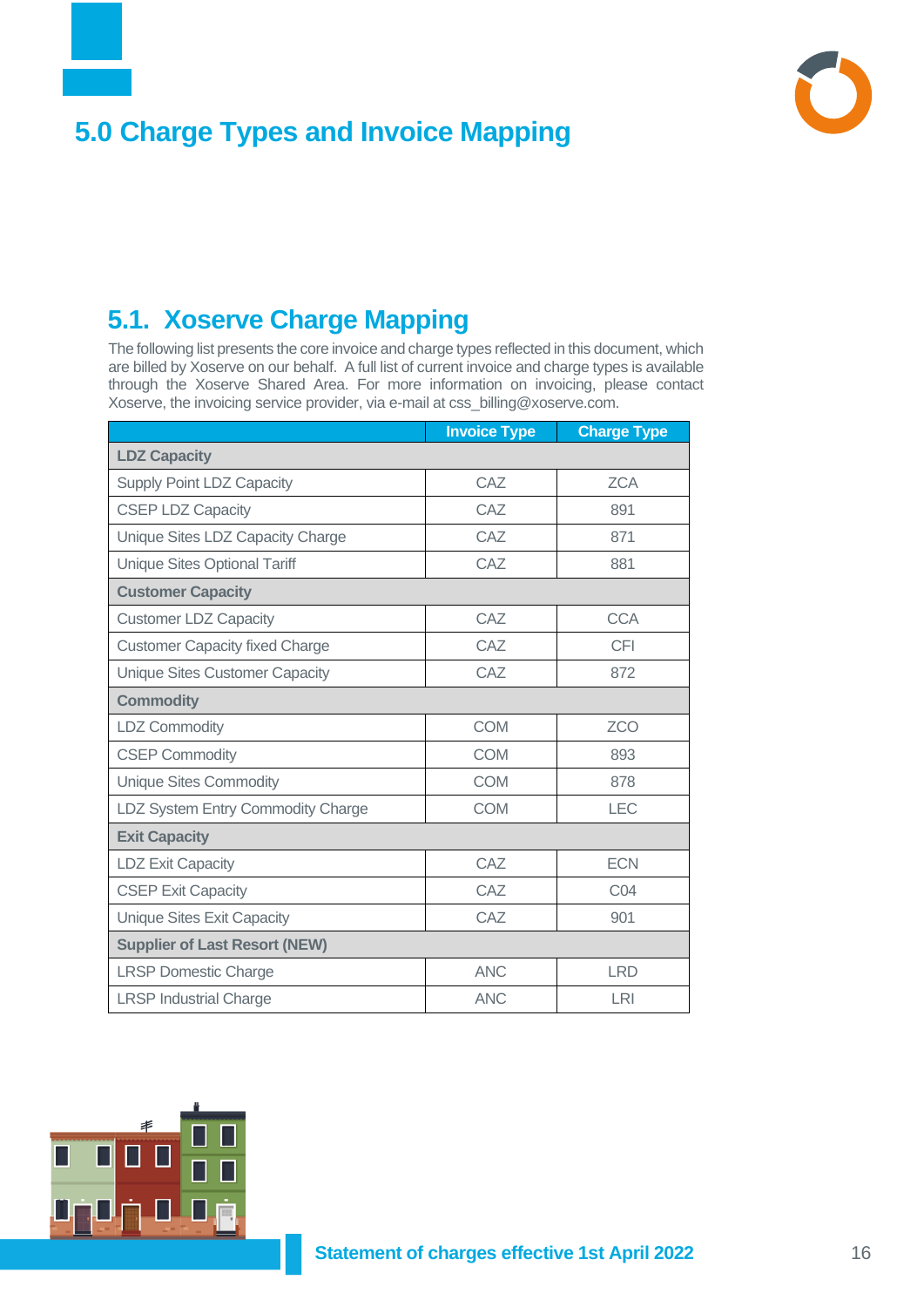# 5.0 Charge Types and Invoice Mapping

## 5.1. Xoserve Charge Mapping

The following list presents the core invoice and charge types reflected in this document, which are billed by Xoserve on our behalf. A full list of current invoice and charge types is available through the Xoserve Shared Area. For more information on invoicing, please contact Xoserve, the invoicing service provider, via e-mail at css_billing@xoserve.com.

| | Invoice Type | Charge Type |
|---|---|---|
| **LDZ Capacity** | | |
| Supply Point LDZ Capacity | CAZ | ZCA |
| CSEP LDZ Capacity | CAZ | 891 |
| Unique Sites LDZ Capacity Charge | CAZ | 871 |
| Unique Sites Optional Tariff | CAZ | 881 |
| **Customer Capacity** | | |
| Customer LDZ Capacity | CAZ | CCA |
| Customer Capacity fixed Charge | CAZ | CFI |
| Unique Sites Customer Capacity | CAZ | 872 |
| **Commodity** | | |
| LDZ Commodity | COM | ZCO |
| CSEP Commodity | COM | 893 |
| Unique Sites Commodity | COM | 878 |
| LDZ System Entry Commodity Charge | COM | LEC |
| **Exit Capacity** | | |
| LDZ Exit Capacity | CAZ | ECN |
| CSEP Exit Capacity | CAZ | C04 |
| Unique Sites Exit Capacity | CAZ | 901 |
| **Supplier of Last Resort (NEW)** | | |
| LRSP Domestic Charge | ANC | LRD |
| LRSP Industrial Charge | ANC | LRI |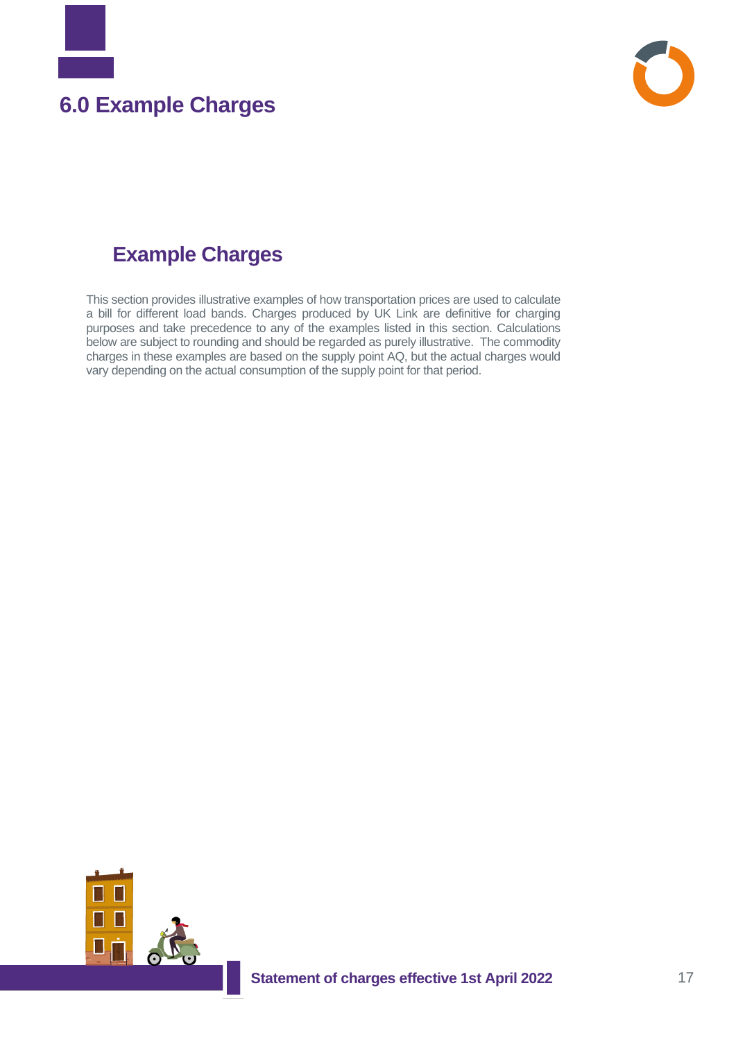# 6.0 Example Charges

## Example Charges

This section provides illustrative examples of how transportation prices are used to calculate a bill for different load bands. Charges produced by UK Link are definitive for charging purposes and take precedence to any of the examples listed in this section. Calculations below are subject to rounding and should be regarded as purely illustrative. The commodity charges in these examples are based on the supply point AQ, but the actual charges would vary depending on the actual consumption of the supply point for that period.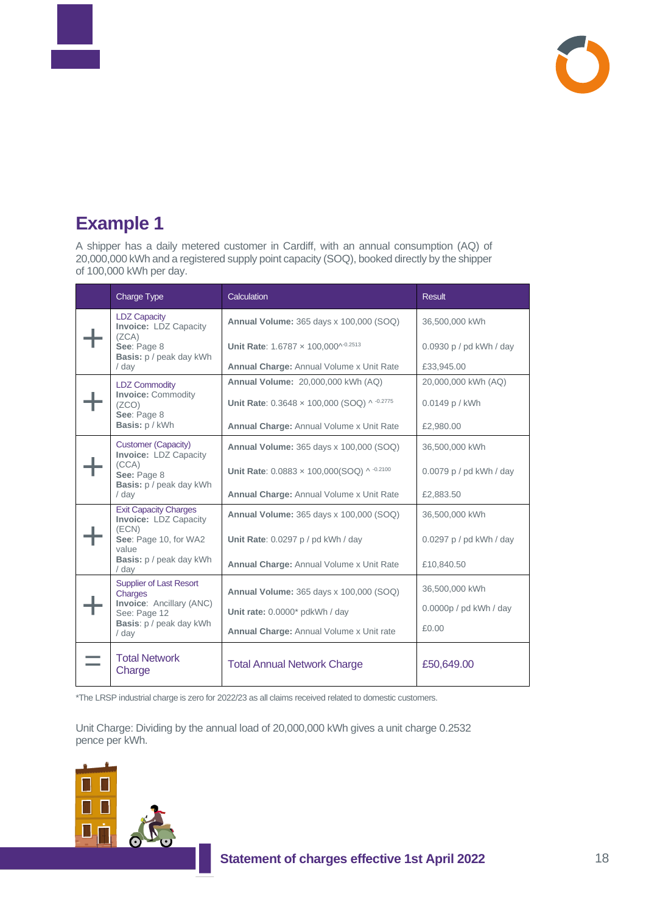## Example 1

A shipper has a daily metered customer in Cardiff, with an annual consumption (AQ) of 20,000,000 kWh and a registered supply point capacity (SOQ), booked directly by the shipper of 100,000 kWh per day.

| | Charge Type | Calculation | Result |
|---|---|---|---|
| + | LDZ Capacity<br>**Invoice:** LDZ Capacity (ZCA)<br>**See**: Page 8<br>**Basis:** p / peak day kWh / day | **Annual Volume:** 365 days x 100,000 (SOQ)<br>**Unit Rate**: 1.6787 × 100,000^$^{-0.2513}$<br>**Annual Charge:** Annual Volume x Unit Rate | 36,500,000 kWh<br>0.0930 p / pd kWh / day<br>£33,945.00 |
| + | LDZ Commodity<br>**Invoice:** Commodity (ZCO)<br>**See**: Page 8<br>**Basis:** p / kWh | **Annual Volume:** 20,000,000 kWh (AQ)<br>**Unit Rate**: 0.3648 × 100,000 (SOQ) ^ $^{-0.2775}$<br>**Annual Charge:** Annual Volume x Unit Rate | 20,000,000 kWh (AQ)<br>0.0149 p / kWh<br>£2,980.00 |
| + | Customer (Capacity)<br>**Invoice:** LDZ Capacity (CCA)<br>**See:** Page 8<br>**Basis:** p / peak day kWh / day | **Annual Volume:** 365 days x 100,000 (SOQ)<br>**Unit Rate**: 0.0883 × 100,000(SOQ) ^ $^{-0.2100}$<br>**Annual Charge:** Annual Volume x Unit Rate | 36,500,000 kWh<br>0.0079 p / pd kWh / day<br>£2,883.50 |
| + | Exit Capacity Charges<br>**Invoice:** LDZ Capacity (ECN)<br>**See**: Page 10, for WA2 value<br>**Basis:** p / peak day kWh / day | **Annual Volume:** 365 days x 100,000 (SOQ)<br>**Unit Rate**: 0.0297 p / pd kWh / day<br>**Annual Charge:** Annual Volume x Unit Rate | 36,500,000 kWh<br>0.0297 p / pd kWh / day<br>£10,840.50 |
| + | Supplier of Last Resort Charges<br>**Invoice**: Ancillary (ANC)<br>See: Page 12<br>**Basis**: p / peak day kWh / day | **Annual Volume:** 365 days x 100,000 (SOQ)<br>**Unit rate:** 0.0000* pdkWh / day<br>**Annual Charge:** Annual Volume x Unit rate | 36,500,000 kWh<br>0.0000p / pd kWh / day<br>£0.00 |
| = | Total Network Charge | Total Annual Network Charge | £50,649.00 |

*The LRSP industrial charge is zero for 2022/23 as all claims received related to domestic customers.

Unit Charge: Dividing by the annual load of 20,000,000 kWh gives a unit charge 0.2532 pence per kWh.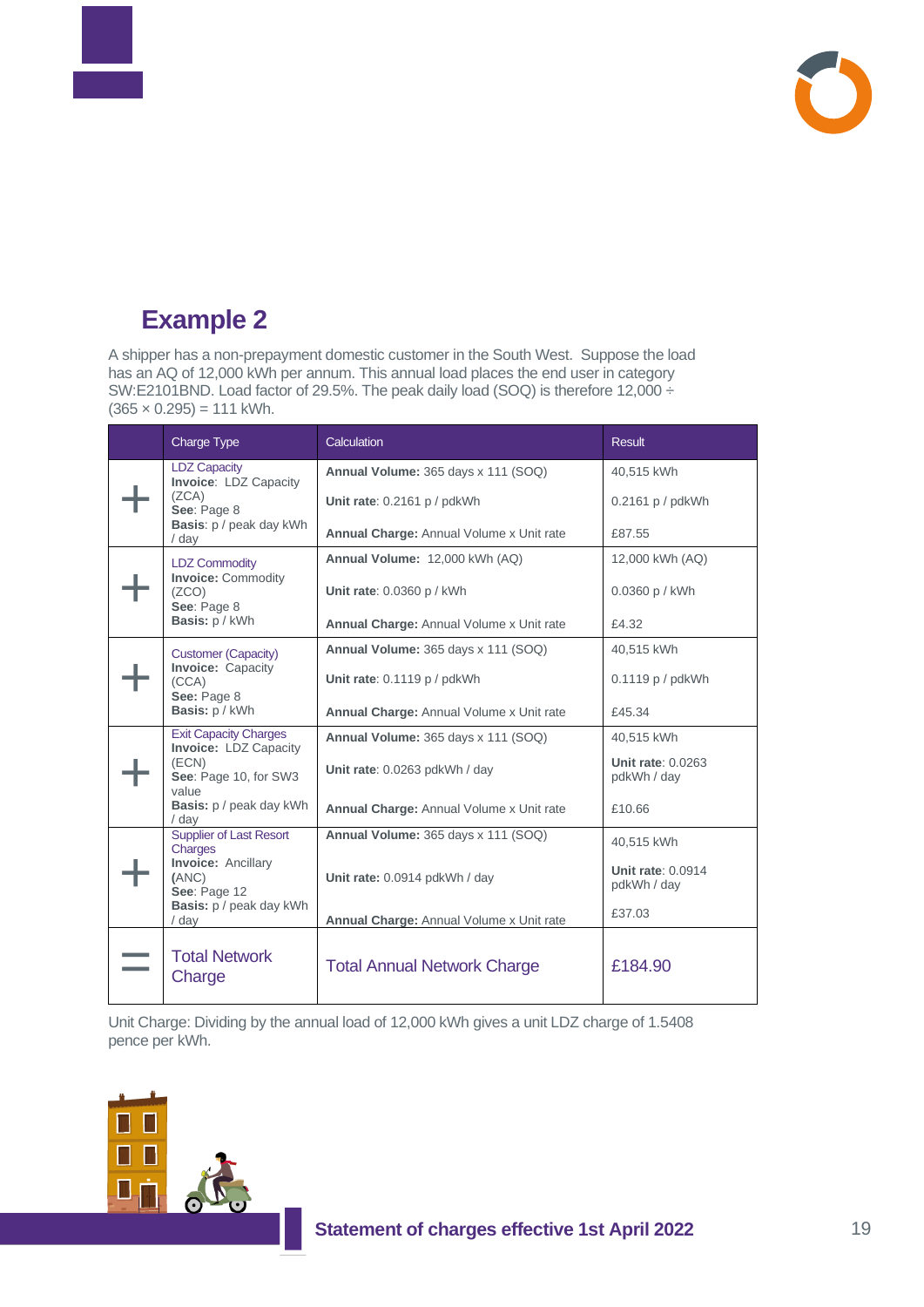## Example 2

A shipper has a non-prepayment domestic customer in the South West. Suppose the load has an AQ of 12,000 kWh per annum. This annual load places the end user in category SW:E2101BND. Load factor of 29.5%. The peak daily load (SOQ) is therefore 12,000 ÷ (365 × 0.295) = 111 kWh.

| | Charge Type | Calculation | Result |
|---|---|---|---|
| + | LDZ Capacity<br>**Invoice**: LDZ Capacity (ZCA)<br>**See**: Page 8<br>**Basis**: p / peak day kWh / day | **Annual Volume:** 365 days x 111 (SOQ)<br>**Unit rate**: 0.2161 p / pdkWh<br>**Annual Charge:** Annual Volume x Unit rate | 40,515 kWh<br>0.2161 p / pdkWh<br>£87.55 |
| + | LDZ Commodity<br>**Invoice:** Commodity (ZCO)<br>**See**: Page 8<br>**Basis:** p / kWh | **Annual Volume:** 12,000 kWh (AQ)<br>**Unit rate**: 0.0360 p / kWh<br>**Annual Charge:** Annual Volume x Unit rate | 12,000 kWh (AQ)<br>0.0360 p / kWh<br>£4.32 |
| + | Customer (Capacity)<br>**Invoice:** Capacity (CCA)<br>**See:** Page 8<br>**Basis:** p / kWh | **Annual Volume:** 365 days x 111 (SOQ)<br>**Unit rate**: 0.1119 p / pdkWh<br>**Annual Charge:** Annual Volume x Unit rate | 40,515 kWh<br>0.1119 p / pdkWh<br>£45.34 |
| + | Exit Capacity Charges<br>**Invoice:** LDZ Capacity (ECN)<br>**See**: Page 10, for SW3 value<br>**Basis:** p / peak day kWh / day | **Annual Volume:** 365 days x 111 (SOQ)<br>**Unit rate**: 0.0263 pdkWh / day<br>**Annual Charge:** Annual Volume x Unit rate | 40,515 kWh<br>**Unit rate**: 0.0263 pdkWh / day<br>£10.66 |
| + | Supplier of Last Resort Charges<br>**Invoice:** Ancillary (ANC)<br>**See:** Page 12<br>**Basis:** p / peak day kWh / day | **Annual Volume:** 365 days x 111 (SOQ)<br>**Unit rate:** 0.0914 pdkWh / day<br>**Annual Charge:** Annual Volume x Unit rate | 40,515 kWh<br>**Unit rate**: 0.0914 pdkWh / day<br>£37.03 |
| = | Total Network Charge | Total Annual Network Charge | £184.90 |

Unit Charge: Dividing by the annual load of 12,000 kWh gives a unit LDZ charge of 1.5408 pence per kWh.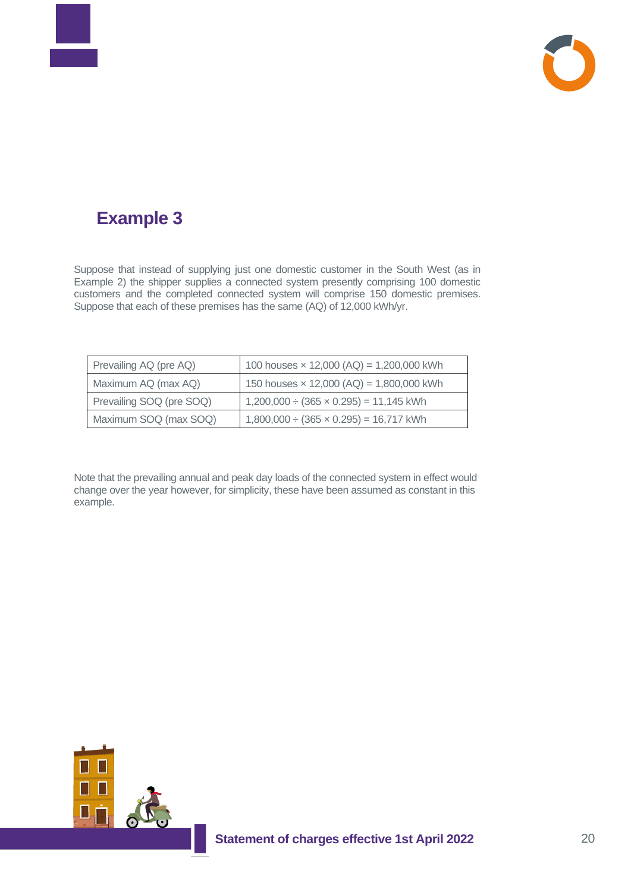## Example 3

Suppose that instead of supplying just one domestic customer in the South West (as in Example 2) the shipper supplies a connected system presently comprising 100 domestic customers and the completed connected system will comprise 150 domestic premises. Suppose that each of these premises has the same (AQ) of 12,000 kWh/yr.

| | |
|---|---|
| Prevailing AQ (pre AQ) | 100 houses × 12,000 (AQ) = 1,200,000 kWh |
| Maximum AQ (max AQ) | 150 houses × 12,000 (AQ) = 1,800,000 kWh |
| Prevailing SOQ (pre SOQ) | 1,200,000 ÷ (365 × 0.295) = 11,145 kWh |
| Maximum SOQ (max SOQ) | 1,800,000 ÷ (365 × 0.295) = 16,717 kWh |

Note that the prevailing annual and peak day loads of the connected system in effect would change over the year however, for simplicity, these have been assumed as constant in this example.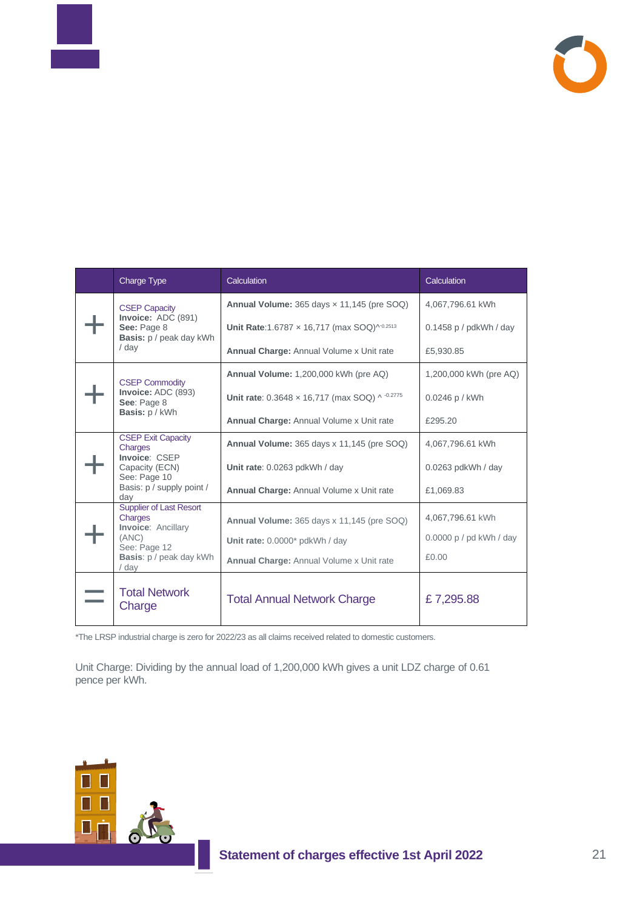| | Charge Type | Calculation | Calculation |
|---|---|---|---|
| + | CSEP Capacity **Invoice:** ADC (891) **See:** Page 8 **Basis:** p / peak day kWh / day | **Annual Volume:** 365 days × 11,145 (pre SOQ) | 4,067,796.61 kWh |
| | | **Unit Rate**:1.6787 × 16,717 (max SOQ)$^{-0.2513}$ | 0.1458 p / pdkWh / day |
| | | **Annual Charge:** Annual Volume x Unit rate | £5,930.85 |
| + | CSEP Commodity **Invoice:** ADC (893) **See**: Page 8 **Basis:** p / kWh | **Annual Volume:** 1,200,000 kWh (pre AQ) | 1,200,000 kWh (pre AQ) |
| | | **Unit rate**: 0.3648 × 16,717 (max SOQ) ^ $^{-0.2775}$ | 0.0246 p / kWh |
| | | **Annual Charge:** Annual Volume x Unit rate | £295.20 |
| + | CSEP Exit Capacity Charges **Invoice**: CSEP Capacity (ECN) See: Page 10 Basis: p / supply point / day | **Annual Volume:** 365 days x 11,145 (pre SOQ) | 4,067,796.61 kWh |
| | | **Unit rate**: 0.0263 pdkWh / day | 0.0263 pdkWh / day |
| | | **Annual Charge:** Annual Volume x Unit rate | £1,069.83 |
| + | Supplier of Last Resort Charges **Invoice**: Ancillary (ANC) See: Page 12 **Basis**: p / peak day kWh / day | **Annual Volume:** 365 days x 11,145 (pre SOQ) | 4,067,796.61 kWh |
| | | **Unit rate:** 0.0000* pdkWh / day | 0.0000 p / pd kWh / day |
| | | **Annual Charge:** Annual Volume x Unit rate | £0.00 |
| = | Total Network Charge | Total Annual Network Charge | £ 7,295.88 |

*The LRSP industrial charge is zero for 2022/23 as all claims received related to domestic customers.

Unit Charge: Dividing by the annual load of 1,200,000 kWh gives a unit LDZ charge of 0.61 pence per kWh.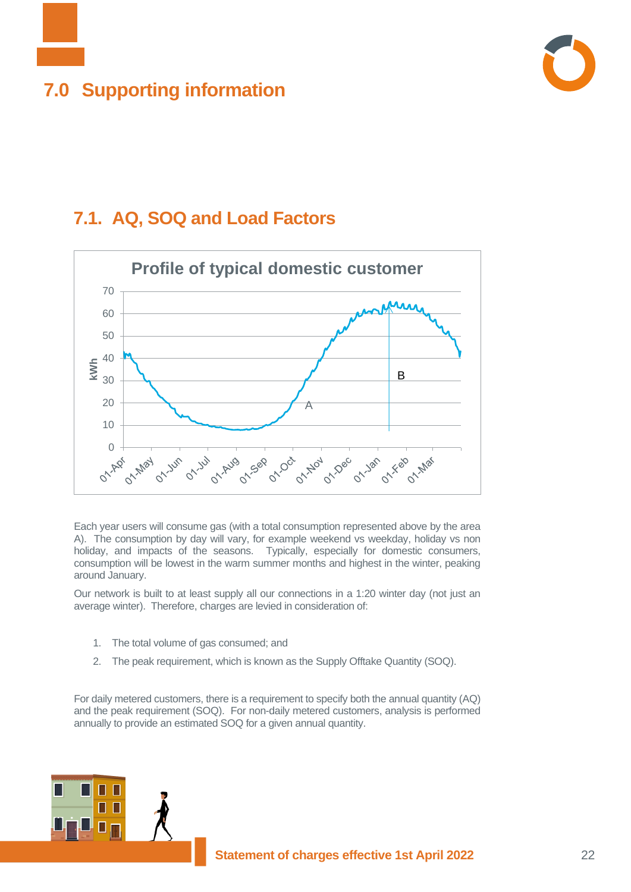# 7.0 Supporting information

## 7.1. AQ, SOQ and Load Factors

Profile of typical domestic customer

kWh

70
60
50
40
30
20
10
0

01-Apr 01-May 01-Jun 01-Jul 01-Aug 01-Sep 01-Oct 01-Nov 01-Dec 01-Jan 01-Feb 01-Mar

A

B

Each year users will consume gas (with a total consumption represented above by the area A). The consumption by day will vary, for example weekend vs weekday, holiday vs non holiday, and impacts of the seasons. Typically, especially for domestic consumers, consumption will be lowest in the warm summer months and highest in the winter, peaking around January.

Our network is built to at least supply all our connections in a 1:20 winter day (not just an average winter). Therefore, charges are levied in consideration of:

1. The total volume of gas consumed; and
2. The peak requirement, which is known as the Supply Offtake Quantity (SOQ).

For daily metered customers, there is a requirement to specify both the annual quantity (AQ) and the peak requirement (SOQ). For non-daily metered customers, analysis is performed annually to provide an estimated SOQ for a given annual quantity.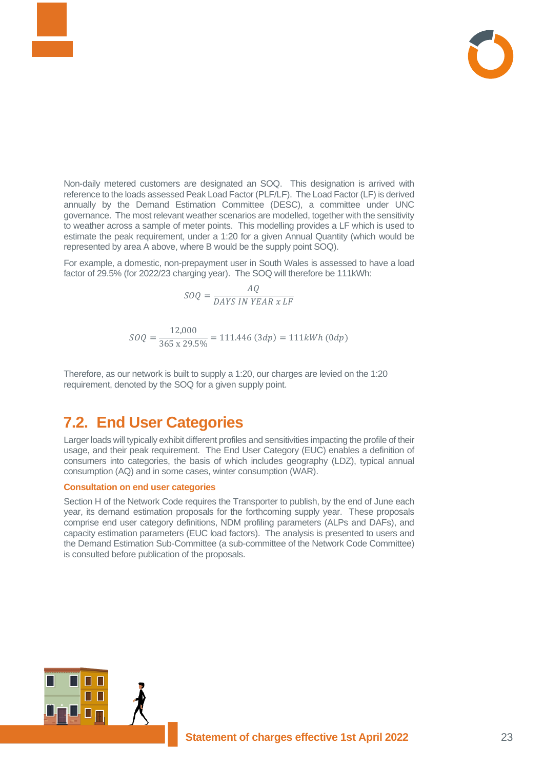Non-daily metered customers are designated an SOQ. This designation is arrived with reference to the loads assessed Peak Load Factor (PLF/LF). The Load Factor (LF) is derived annually by the Demand Estimation Committee (DESC), a committee under UNC governance. The most relevant weather scenarios are modelled, together with the sensitivity to weather across a sample of meter points. This modelling provides a LF which is used to estimate the peak requirement, under a 1:20 for a given Annual Quantity (which would be represented by area A above, where B would be the supply point SOQ).

For example, a domestic, non-prepayment user in South Wales is assessed to have a load factor of 29.5% (for 2022/23 charging year). The SOQ will therefore be 111kWh:

$$SOQ = \frac{AQ}{DAYS\ IN\ YEAR\ x\ LF}$$

$$SOQ = \frac{12{,}000}{365 \text{ x } 29.5\%} = 111.446\ (3dp) = 111kWh\ (0dp)$$

Therefore, as our network is built to supply a 1:20, our charges are levied on the 1:20 requirement, denoted by the SOQ for a given supply point.

## 7.2. End User Categories

Larger loads will typically exhibit different profiles and sensitivities impacting the profile of their usage, and their peak requirement. The End User Category (EUC) enables a definition of consumers into categories, the basis of which includes geography (LDZ), typical annual consumption (AQ) and in some cases, winter consumption (WAR).

### Consultation on end user categories

Section H of the Network Code requires the Transporter to publish, by the end of June each year, its demand estimation proposals for the forthcoming supply year. These proposals comprise end user category definitions, NDM profiling parameters (ALPs and DAFs), and capacity estimation parameters (EUC load factors). The analysis is presented to users and the Demand Estimation Sub-Committee (a sub-committee of the Network Code Committee) is consulted before publication of the proposals.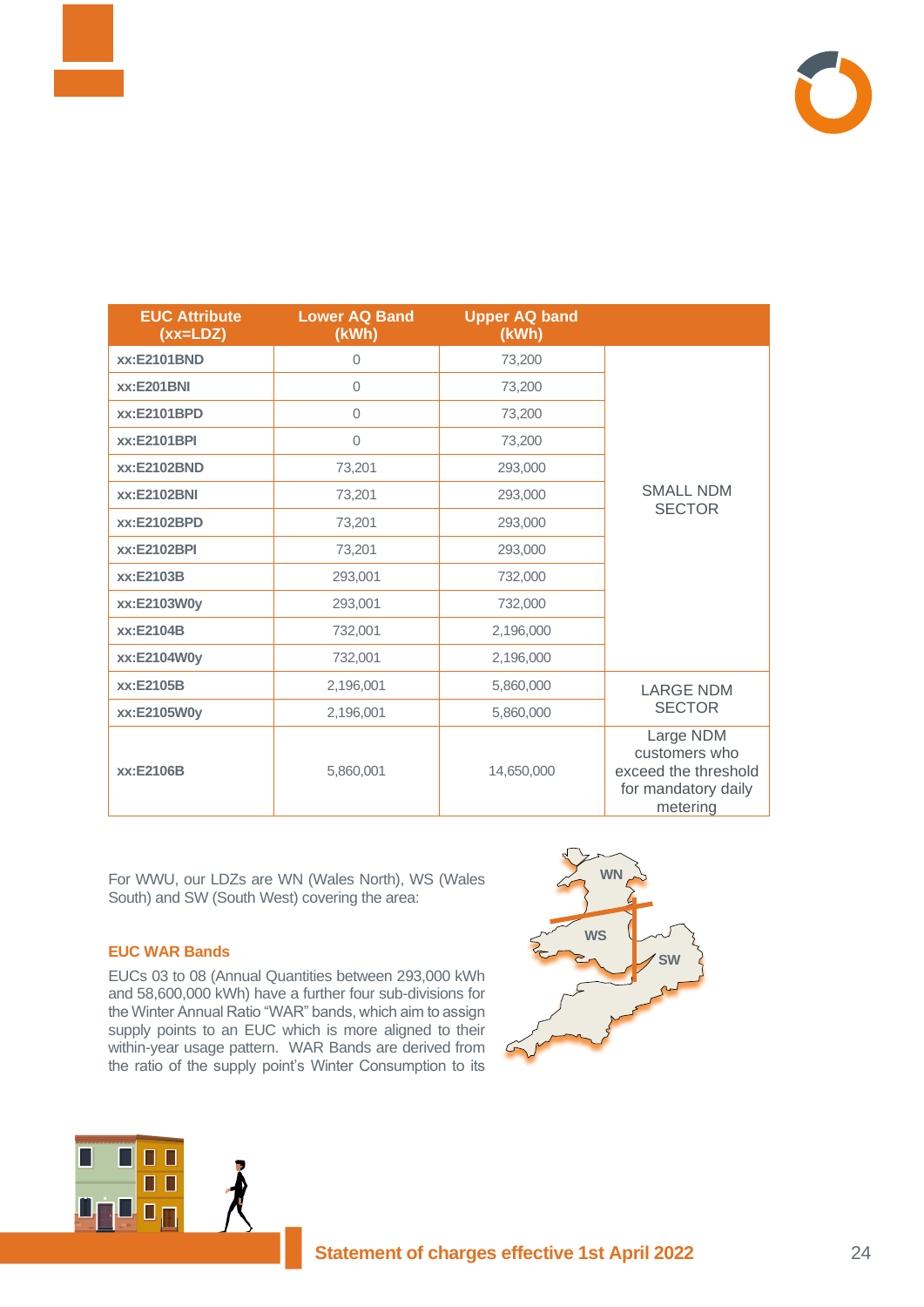| EUC Attribute (xx=LDZ) | Lower AQ Band (kWh) | Upper AQ band (kWh) | |
|---|---|---|---|
| xx:E2101BND | 0 | 73,200 | SMALL NDM SECTOR |
| xx:E201BNI | 0 | 73,200 | |
| xx:E2101BPD | 0 | 73,200 | |
| xx:E2101BPI | 0 | 73,200 | |
| xx:E2102BND | 73,201 | 293,000 | |
| xx:E2102BNI | 73,201 | 293,000 | |
| xx:E2102BPD | 73,201 | 293,000 | |
| xx:E2102BPI | 73,201 | 293,000 | |
| xx:E2103B | 293,001 | 732,000 | |
| xx:E2103W0y | 293,001 | 732,000 | |
| xx:E2104B | 732,001 | 2,196,000 | |
| xx:E2104W0y | 732,001 | 2,196,000 | |
| xx:E2105B | 2,196,001 | 5,860,000 | LARGE NDM SECTOR |
| xx:E2105W0y | 2,196,001 | 5,860,000 | |
| xx:E2106B | 5,860,001 | 14,650,000 | Large NDM customers who exceed the threshold for mandatory daily metering |

For WWU, our LDZs are WN (Wales North), WS (Wales South) and SW (South West) covering the area:

WN

WS

SW

### EUC WAR Bands

EUCs 03 to 08 (Annual Quantities between 293,000 kWh and 58,600,000 kWh) have a further four sub-divisions for the Winter Annual Ratio "WAR" bands, which aim to assign supply points to an EUC which is more aligned to their within-year usage pattern. WAR Bands are derived from the ratio of the supply point's Winter Consumption to its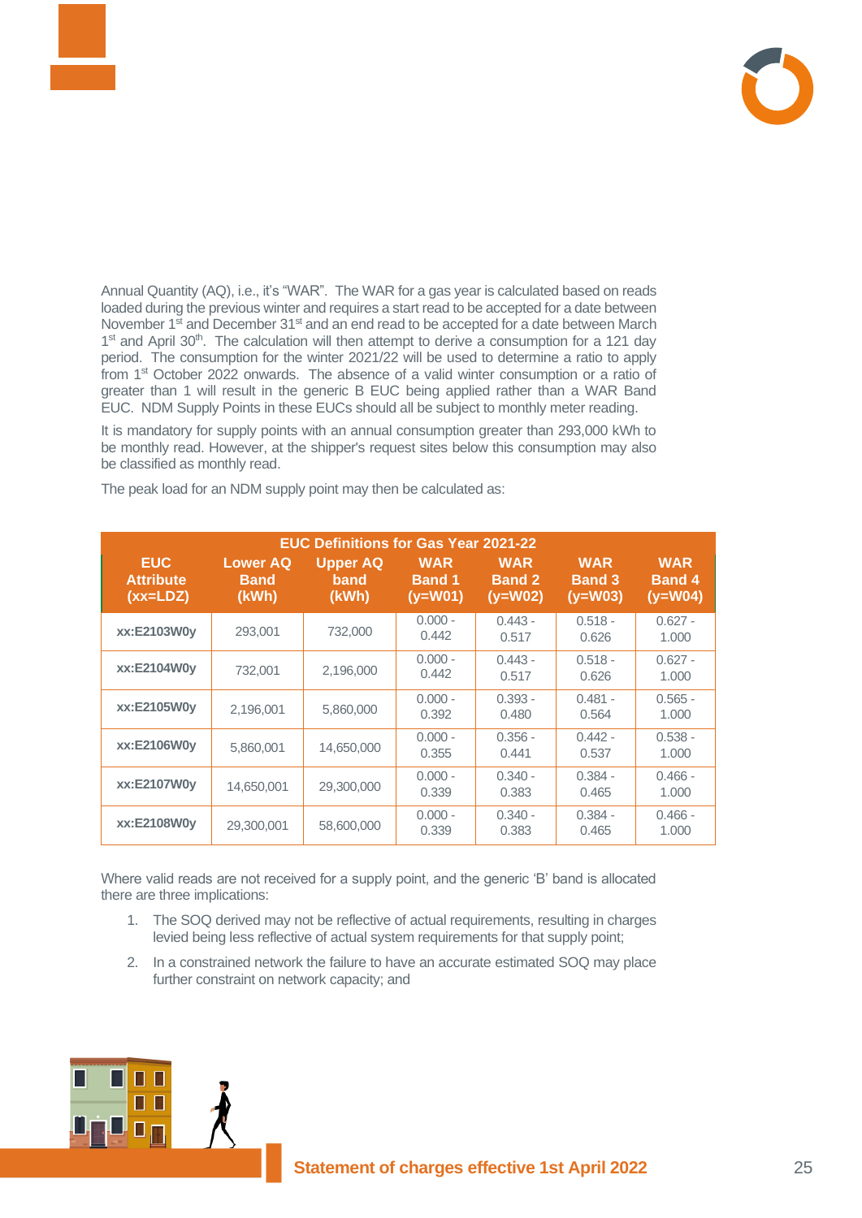Annual Quantity (AQ), i.e., it's "WAR". The WAR for a gas year is calculated based on reads loaded during the previous winter and requires a start read to be accepted for a date between November 1st and December 31st and an end read to be accepted for a date between March 1st and April 30th. The calculation will then attempt to derive a consumption for a 121 day period. The consumption for the winter 2021/22 will be used to determine a ratio to apply from 1st October 2022 onwards. The absence of a valid winter consumption or a ratio of greater than 1 will result in the generic B EUC being applied rather than a WAR Band EUC. NDM Supply Points in these EUCs should all be subject to monthly meter reading.

It is mandatory for supply points with an annual consumption greater than 293,000 kWh to be monthly read. However, at the shipper's request sites below this consumption may also be classified as monthly read.

The peak load for an NDM supply point may then be calculated as:

| EUC Definitions for Gas Year 2021-22 | | | | | | |
|---|---|---|---|---|---|---|
| **EUC Attribute (xx=LDZ)** | **Lower AQ Band (kWh)** | **Upper AQ band (kWh)** | **WAR Band 1 (y=W01)** | **WAR Band 2 (y=W02)** | **WAR Band 3 (y=W03)** | **WAR Band 4 (y=W04)** |
| **xx:E2103W0y** | 293,001 | 732,000 | 0.000 - 0.442 | 0.443 - 0.517 | 0.518 - 0.626 | 0.627 - 1.000 |
| **xx:E2104W0y** | 732,001 | 2,196,000 | 0.000 - 0.442 | 0.443 - 0.517 | 0.518 - 0.626 | 0.627 - 1.000 |
| **xx:E2105W0y** | 2,196,001 | 5,860,000 | 0.000 - 0.392 | 0.393 - 0.480 | 0.481 - 0.564 | 0.565 - 1.000 |
| **xx:E2106W0y** | 5,860,001 | 14,650,000 | 0.000 - 0.355 | 0.356 - 0.441 | 0.442 - 0.537 | 0.538 - 1.000 |
| **xx:E2107W0y** | 14,650,001 | 29,300,000 | 0.000 - 0.339 | 0.340 - 0.383 | 0.384 - 0.465 | 0.466 - 1.000 |
| **xx:E2108W0y** | 29,300,001 | 58,600,000 | 0.000 - 0.339 | 0.340 - 0.383 | 0.384 - 0.465 | 0.466 - 1.000 |

Where valid reads are not received for a supply point, and the generic 'B' band is allocated there are three implications:

1. The SOQ derived may not be reflective of actual requirements, resulting in charges levied being less reflective of actual system requirements for that supply point;
2. In a constrained network the failure to have an accurate estimated SOQ may place further constraint on network capacity; and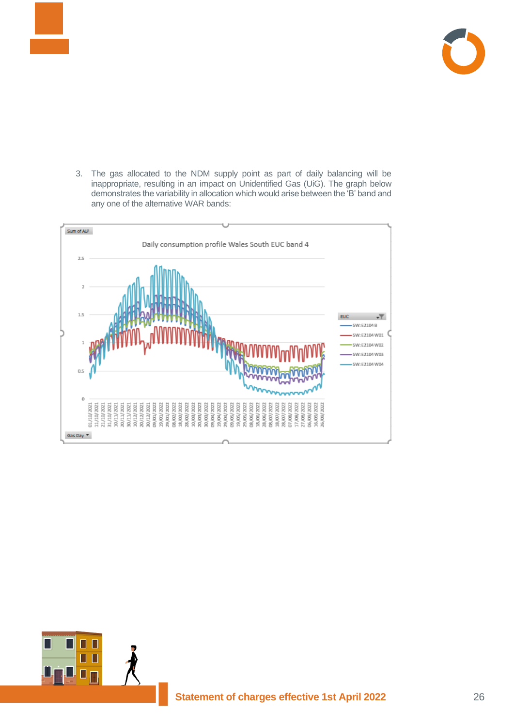3. The gas allocated to the NDM supply point as part of daily balancing will be inappropriate, resulting in an impact on Unidentified Gas (UiG). The graph below demonstrates the variability in allocation which would arise between the 'B' band and any one of the alternative WAR bands:

Sum of ALP

Daily consumption profile Wales South EUC band 4

2.5
2
1.5
1
0.5
0

01/10/2021, 11/10/2021, 21/10/2021, 31/10/2021, 10/11/2021, 20/11/2021, 30/11/2021, 10/12/2021, 20/12/2021, 30/12/2021, 09/01/2022, 19/01/2022, 29/01/2022, 08/02/2022, 18/02/2022, 28/02/2022, 10/03/2022, 20/03/2022, 30/03/2022, 09/04/2022, 19/04/2022, 29/04/2022, 09/05/2022, 19/05/2022, 29/05/2022, 08/06/2022, 18/06/2022, 28/06/2022, 08/07/2022, 18/07/2022, 28/07/2022, 07/08/2022, 17/08/2022, 27/08/2022, 06/09/2022, 16/09/2022, 26/09/2022

Gas Day

EUC
- SW:E2104 B
- SW:E2104 W01
- SW:E2104 W02
- SW:E2104 W03
- SW:E2104 W04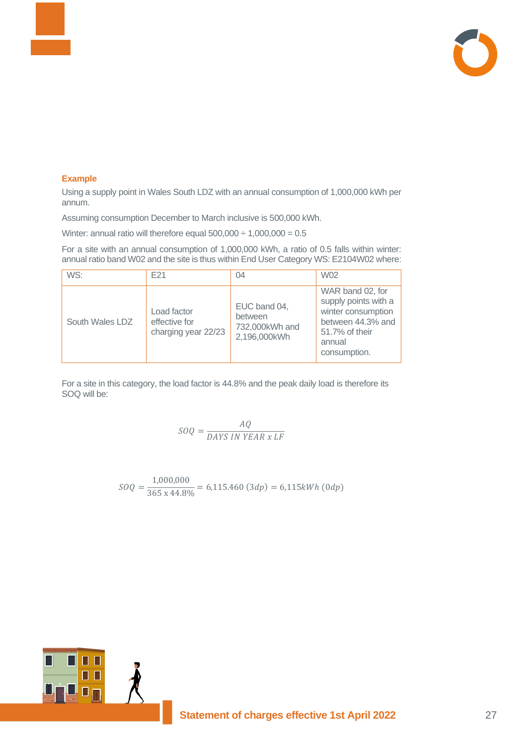**Example**

Using a supply point in Wales South LDZ with an annual consumption of 1,000,000 kWh per annum.

Assuming consumption December to March inclusive is 500,000 kWh.

Winter: annual ratio will therefore equal 500,000 ÷ 1,000,000 = 0.5

For a site with an annual consumption of 1,000,000 kWh, a ratio of 0.5 falls within winter: annual ratio band W02 and the site is thus within End User Category WS: E2104W02 where:

| WS: | E21 | 04 | W02 |
|---|---|---|---|
| South Wales LDZ | Load factor effective for charging year 22/23 | EUC band 04, between 732,000kWh and 2,196,000kWh | WAR band 02, for supply points with a winter consumption between 44.3% and 51.7% of their annual consumption. |

For a site in this category, the load factor is 44.8% and the peak daily load is therefore its SOQ will be:

$$SOQ = \frac{AQ}{DAYS\ IN\ YEAR\ x\ LF}$$

$$SOQ = \frac{1{,}000{,}000}{365 \text{ x } 44.8\%} = 6{,}115.460\ (3dp) = 6{,}115kWh\ (0dp)$$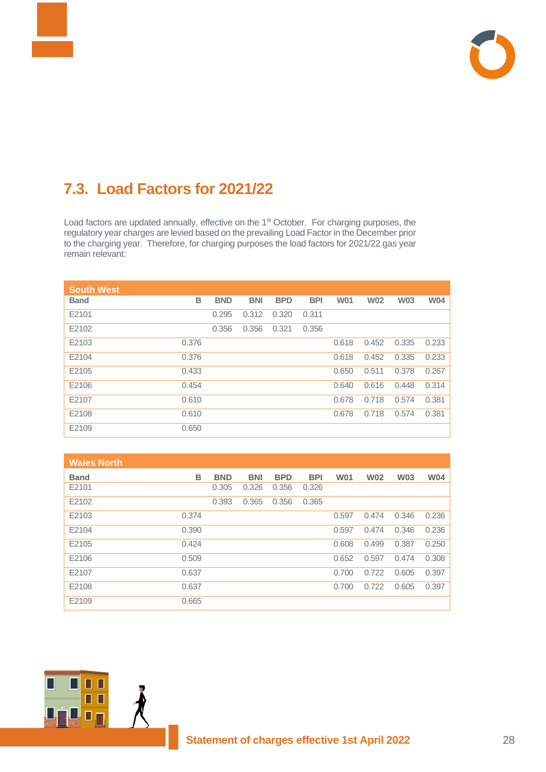## 7.3. Load Factors for 2021/22

Load factors are updated annually, effective on the 1st October. For charging purposes, the regulatory year charges are levied based on the prevailing Load Factor in the December prior to the charging year. Therefore, for charging purposes the load factors for 2021/22 gas year remain relevant:

| South West | | | | | | | | | |
|---|---|---|---|---|---|---|---|---|---|
| **Band** | **B** | **BND** | **BNI** | **BPD** | **BPI** | **W01** | **W02** | **W03** | **W04** |
| E2101 | | 0.295 | 0.312 | 0.320 | 0.311 | | | | |
| E2102 | | 0.356 | 0.356 | 0.321 | 0.356 | | | | |
| E2103 | 0.376 | | | | | 0.618 | 0.452 | 0.335 | 0.233 |
| E2104 | 0.376 | | | | | 0.618 | 0.452 | 0.335 | 0.233 |
| E2105 | 0.433 | | | | | 0.650 | 0.511 | 0.378 | 0.267 |
| E2106 | 0.454 | | | | | 0.640 | 0.616 | 0.448 | 0.314 |
| E2107 | 0.610 | | | | | 0.678 | 0.718 | 0.574 | 0.381 |
| E2108 | 0.610 | | | | | 0.678 | 0.718 | 0.574 | 0.381 |
| E2109 | 0.650 | | | | | | | | |

| Wales North | | | | | | | | | |
|---|---|---|---|---|---|---|---|---|---|
| **Band** | **B** | **BND** | **BNI** | **BPD** | **BPI** | **W01** | **W02** | **W03** | **W04** |
| E2101 | | 0.305 | 0.326 | 0.356 | 0.326 | | | | |
| E2102 | | 0.393 | 0.365 | 0.356 | 0.365 | | | | |
| E2103 | 0.374 | | | | | 0.597 | 0.474 | 0.346 | 0.236 |
| E2104 | 0.390 | | | | | 0.597 | 0.474 | 0.346 | 0.236 |
| E2105 | 0.424 | | | | | 0.608 | 0.499 | 0.387 | 0.250 |
| E2106 | 0.509 | | | | | 0.652 | 0.597 | 0.474 | 0.308 |
| E2107 | 0.637 | | | | | 0.700 | 0.722 | 0.605 | 0.397 |
| E2108 | 0.637 | | | | | 0.700 | 0.722 | 0.605 | 0.397 |
| E2109 | 0.665 | | | | | | | | |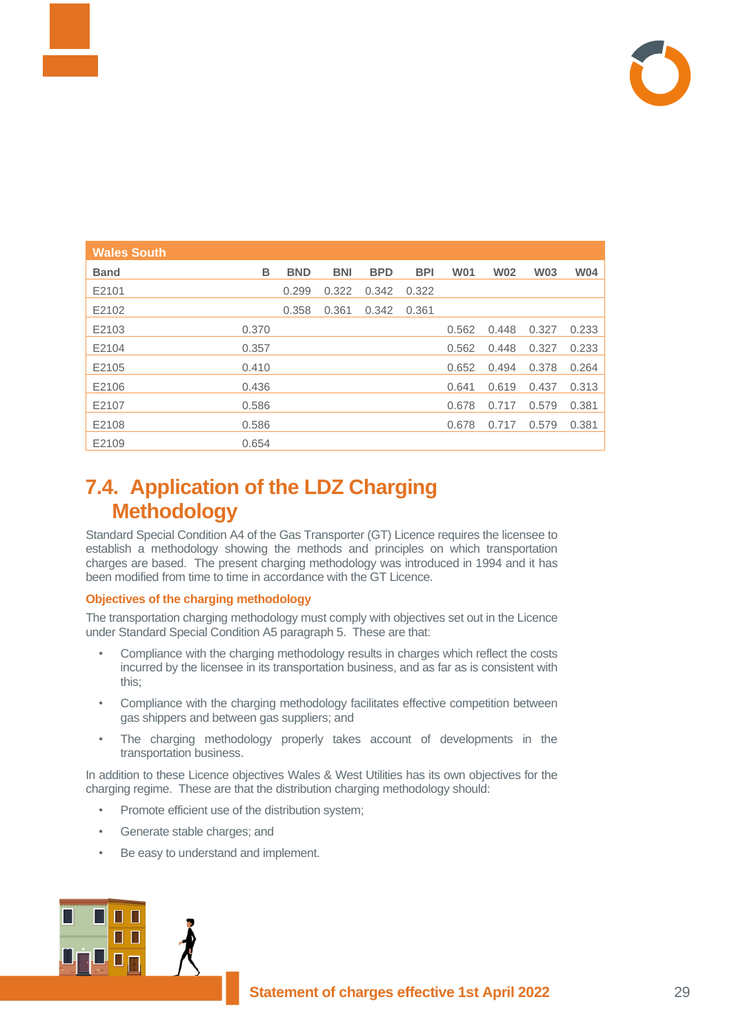| Wales South | | | | | | | | | |
|---|---|---|---|---|---|---|---|---|---|
| Band | B | BND | BNI | BPD | BPI | W01 | W02 | W03 | W04 |
| E2101 | | 0.299 | 0.322 | 0.342 | 0.322 | | | | |
| E2102 | | 0.358 | 0.361 | 0.342 | 0.361 | | | | |
| E2103 | 0.370 | | | | | 0.562 | 0.448 | 0.327 | 0.233 |
| E2104 | 0.357 | | | | | 0.562 | 0.448 | 0.327 | 0.233 |
| E2105 | 0.410 | | | | | 0.652 | 0.494 | 0.378 | 0.264 |
| E2106 | 0.436 | | | | | 0.641 | 0.619 | 0.437 | 0.313 |
| E2107 | 0.586 | | | | | 0.678 | 0.717 | 0.579 | 0.381 |
| E2108 | 0.586 | | | | | 0.678 | 0.717 | 0.579 | 0.381 |
| E2109 | 0.654 | | | | | | | | |

## 7.4. Application of the LDZ Charging Methodology

Standard Special Condition A4 of the Gas Transporter (GT) Licence requires the licensee to establish a methodology showing the methods and principles on which transportation charges are based. The present charging methodology was introduced in 1994 and it has been modified from time to time in accordance with the GT Licence.

### Objectives of the charging methodology

The transportation charging methodology must comply with objectives set out in the Licence under Standard Special Condition A5 paragraph 5. These are that:

- Compliance with the charging methodology results in charges which reflect the costs incurred by the licensee in its transportation business, and as far as is consistent with this;
- Compliance with the charging methodology facilitates effective competition between gas shippers and between gas suppliers; and
- The charging methodology properly takes account of developments in the transportation business.

In addition to these Licence objectives Wales & West Utilities has its own objectives for the charging regime. These are that the distribution charging methodology should:

- Promote efficient use of the distribution system;
- Generate stable charges; and
- Be easy to understand and implement.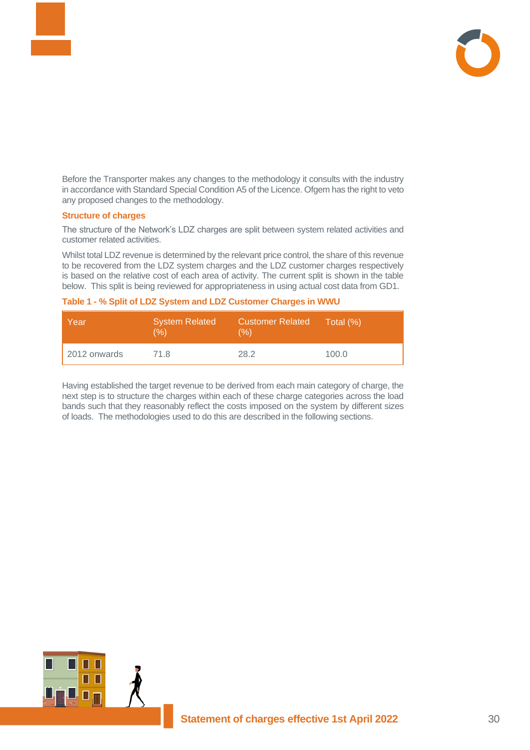Before the Transporter makes any changes to the methodology it consults with the industry in accordance with Standard Special Condition A5 of the Licence. Ofgem has the right to veto any proposed changes to the methodology.

### Structure of charges

The structure of the Network's LDZ charges are split between system related activities and customer related activities.

Whilst total LDZ revenue is determined by the relevant price control, the share of this revenue to be recovered from the LDZ system charges and the LDZ customer charges respectively is based on the relative cost of each area of activity. The current split is shown in the table below. This split is being reviewed for appropriateness in using actual cost data from GD1.

**Table 1 - % Split of LDZ System and LDZ Customer Charges in WWU**

| Year | System Related (%) | Customer Related (%) | Total (%) |
|---|---|---|---|
| 2012 onwards | 71.8 | 28.2 | 100.0 |

Having established the target revenue to be derived from each main category of charge, the next step is to structure the charges within each of these charge categories across the load bands such that they reasonably reflect the costs imposed on the system by different sizes of loads. The methodologies used to do this are described in the following sections.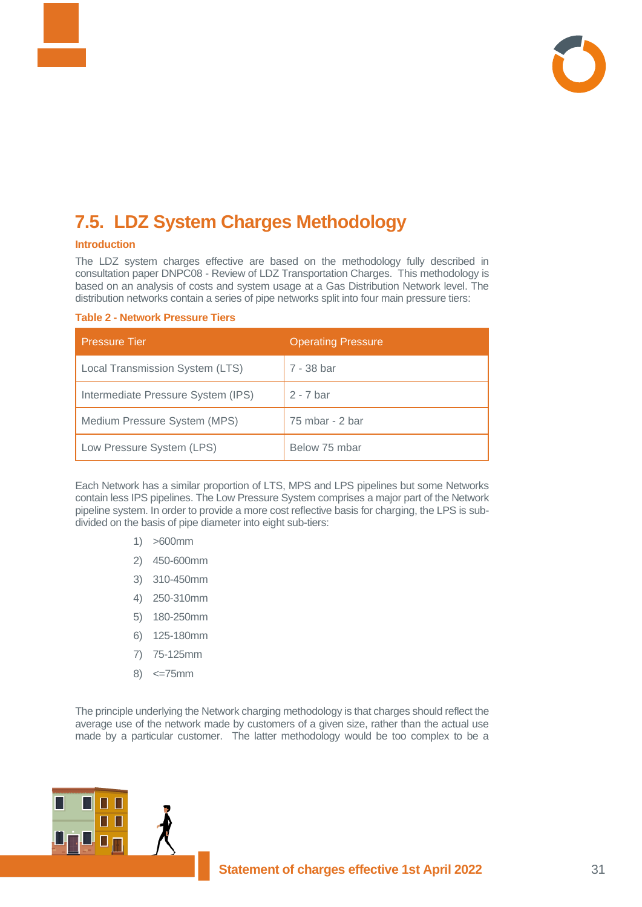## 7.5. LDZ System Charges Methodology

### Introduction

The LDZ system charges effective are based on the methodology fully described in consultation paper DNPC08 - Review of LDZ Transportation Charges. This methodology is based on an analysis of costs and system usage at a Gas Distribution Network level. The distribution networks contain a series of pipe networks split into four main pressure tiers:

**Table 2 - Network Pressure Tiers**

| Pressure Tier | Operating Pressure |
|---|---|
| Local Transmission System (LTS) | 7 - 38 bar |
| Intermediate Pressure System (IPS) | 2 - 7 bar |
| Medium Pressure System (MPS) | 75 mbar - 2 bar |
| Low Pressure System (LPS) | Below 75 mbar |

Each Network has a similar proportion of LTS, MPS and LPS pipelines but some Networks contain less IPS pipelines. The Low Pressure System comprises a major part of the Network pipeline system. In order to provide a more cost reflective basis for charging, the LPS is sub-divided on the basis of pipe diameter into eight sub-tiers:

1) >600mm
2) 450-600mm
3) 310-450mm
4) 250-310mm
5) 180-250mm
6) 125-180mm
7) 75-125mm
8) <=75mm

The principle underlying the Network charging methodology is that charges should reflect the average use of the network made by customers of a given size, rather than the actual use made by a particular customer. The latter methodology would be too complex to be a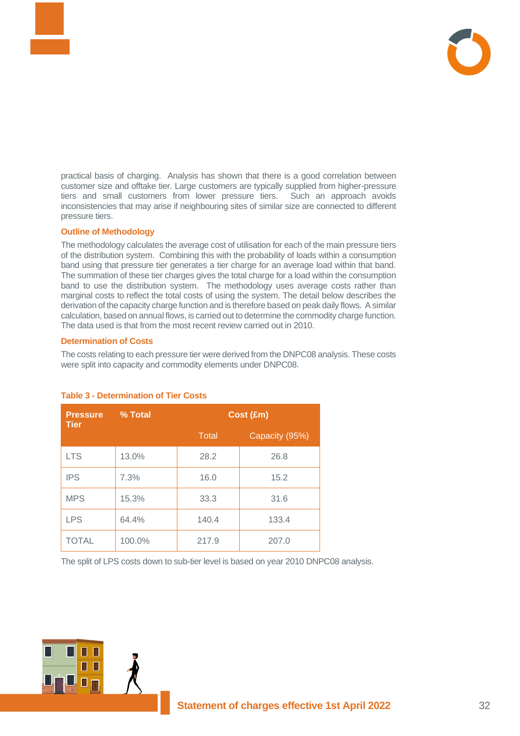practical basis of charging. Analysis has shown that there is a good correlation between customer size and offtake tier. Large customers are typically supplied from higher-pressure tiers and small customers from lower pressure tiers. Such an approach avoids inconsistencies that may arise if neighbouring sites of similar size are connected to different pressure tiers.

### Outline of Methodology

The methodology calculates the average cost of utilisation for each of the main pressure tiers of the distribution system. Combining this with the probability of loads within a consumption band using that pressure tier generates a tier charge for an average load within that band. The summation of these tier charges gives the total charge for a load within the consumption band to use the distribution system. The methodology uses average costs rather than marginal costs to reflect the total costs of using the system. The detail below describes the derivation of the capacity charge function and is therefore based on peak daily flows. A similar calculation, based on annual flows, is carried out to determine the commodity charge function. The data used is that from the most recent review carried out in 2010.

### Determination of Costs

The costs relating to each pressure tier were derived from the DNPC08 analysis. These costs were split into capacity and commodity elements under DNPC08.

**Table 3 - Determination of Tier Costs**

| Pressure Tier | % Total | Cost (£m) | |
|---|---|---|---|
| | | Total | Capacity (95%) |
| LTS | 13.0% | 28.2 | 26.8 |
| IPS | 7.3% | 16.0 | 15.2 |
| MPS | 15.3% | 33.3 | 31.6 |
| LPS | 64.4% | 140.4 | 133.4 |
| TOTAL | 100.0% | 217.9 | 207.0 |

The split of LPS costs down to sub-tier level is based on year 2010 DNPC08 analysis.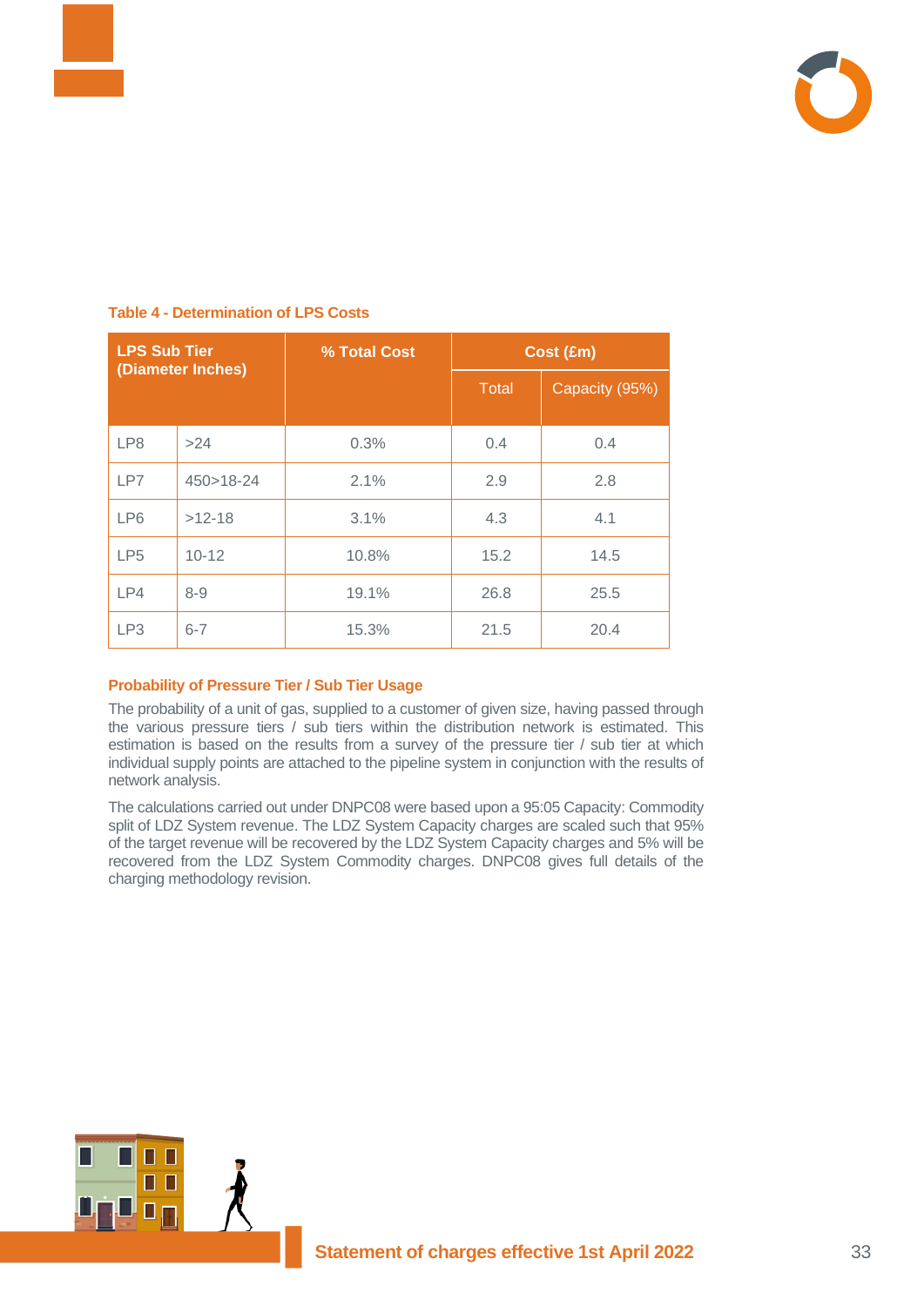**Table 4 - Determination of LPS Costs**

| LPS Sub Tier (Diameter Inches) | | % Total Cost | Cost (£m) | |
|---|---|---|---|---|
| | | | Total | Capacity (95%) |
| LP8 | >24 | 0.3% | 0.4 | 0.4 |
| LP7 | 450>18-24 | 2.1% | 2.9 | 2.8 |
| LP6 | >12-18 | 3.1% | 4.3 | 4.1 |
| LP5 | 10-12 | 10.8% | 15.2 | 14.5 |
| LP4 | 8-9 | 19.1% | 26.8 | 25.5 |
| LP3 | 6-7 | 15.3% | 21.5 | 20.4 |

### Probability of Pressure Tier / Sub Tier Usage

The probability of a unit of gas, supplied to a customer of given size, having passed through the various pressure tiers / sub tiers within the distribution network is estimated. This estimation is based on the results from a survey of the pressure tier / sub tier at which individual supply points are attached to the pipeline system in conjunction with the results of network analysis.

The calculations carried out under DNPC08 were based upon a 95:05 Capacity: Commodity split of LDZ System revenue. The LDZ System Capacity charges are scaled such that 95% of the target revenue will be recovered by the LDZ System Capacity charges and 5% will be recovered from the LDZ System Commodity charges. DNPC08 gives full details of the charging methodology revision.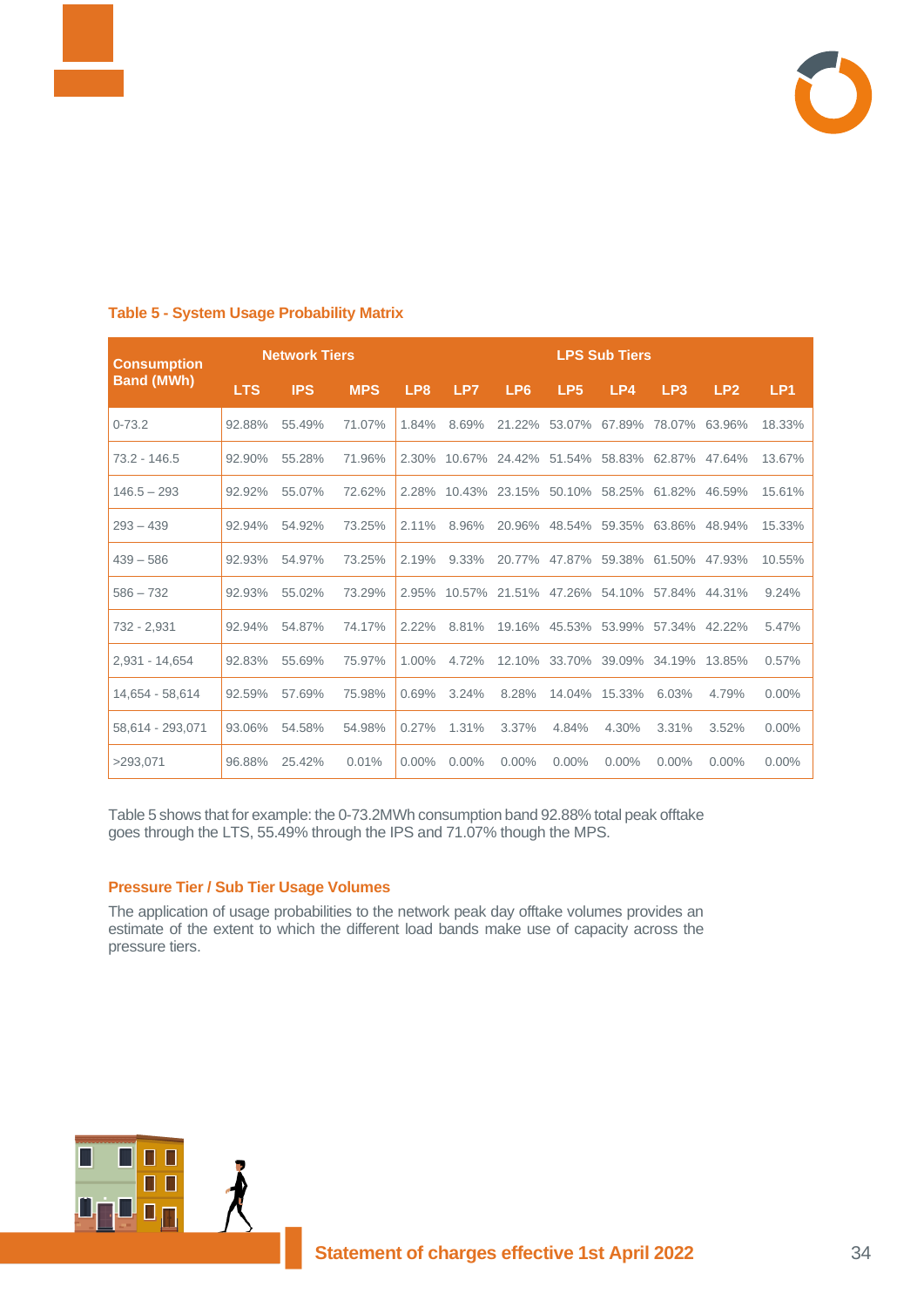### Table 5 - System Usage Probability Matrix

| Consumption Band (MWh) | Network Tiers | | | LPS Sub Tiers | | | | | | | |
|---|---|---|---|---|---|---|---|---|---|---|---|
| | LTS | IPS | MPS | LP8 | LP7 | LP6 | LP5 | LP4 | LP3 | LP2 | LP1 |
| 0-73.2 | 92.88% | 55.49% | 71.07% | 1.84% | 8.69% | 21.22% | 53.07% | 67.89% | 78.07% | 63.96% | 18.33% |
| 73.2 - 146.5 | 92.90% | 55.28% | 71.96% | 2.30% | 10.67% | 24.42% | 51.54% | 58.83% | 62.87% | 47.64% | 13.67% |
| 146.5 – 293 | 92.92% | 55.07% | 72.62% | 2.28% | 10.43% | 23.15% | 50.10% | 58.25% | 61.82% | 46.59% | 15.61% |
| 293 – 439 | 92.94% | 54.92% | 73.25% | 2.11% | 8.96% | 20.96% | 48.54% | 59.35% | 63.86% | 48.94% | 15.33% |
| 439 – 586 | 92.93% | 54.97% | 73.25% | 2.19% | 9.33% | 20.77% | 47.87% | 59.38% | 61.50% | 47.93% | 10.55% |
| 586 – 732 | 92.93% | 55.02% | 73.29% | 2.95% | 10.57% | 21.51% | 47.26% | 54.10% | 57.84% | 44.31% | 9.24% |
| 732 - 2,931 | 92.94% | 54.87% | 74.17% | 2.22% | 8.81% | 19.16% | 45.53% | 53.99% | 57.34% | 42.22% | 5.47% |
| 2,931 - 14,654 | 92.83% | 55.69% | 75.97% | 1.00% | 4.72% | 12.10% | 33.70% | 39.09% | 34.19% | 13.85% | 0.57% |
| 14,654 - 58,614 | 92.59% | 57.69% | 75.98% | 0.69% | 3.24% | 8.28% | 14.04% | 15.33% | 6.03% | 4.79% | 0.00% |
| 58,614 - 293,071 | 93.06% | 54.58% | 54.98% | 0.27% | 1.31% | 3.37% | 4.84% | 4.30% | 3.31% | 3.52% | 0.00% |
| >293,071 | 96.88% | 25.42% | 0.01% | 0.00% | 0.00% | 0.00% | 0.00% | 0.00% | 0.00% | 0.00% | 0.00% |

Table 5 shows that for example: the 0-73.2MWh consumption band 92.88% total peak offtake goes through the LTS, 55.49% through the IPS and 71.07% though the MPS.

### Pressure Tier / Sub Tier Usage Volumes

The application of usage probabilities to the network peak day offtake volumes provides an estimate of the extent to which the different load bands make use of capacity across the pressure tiers.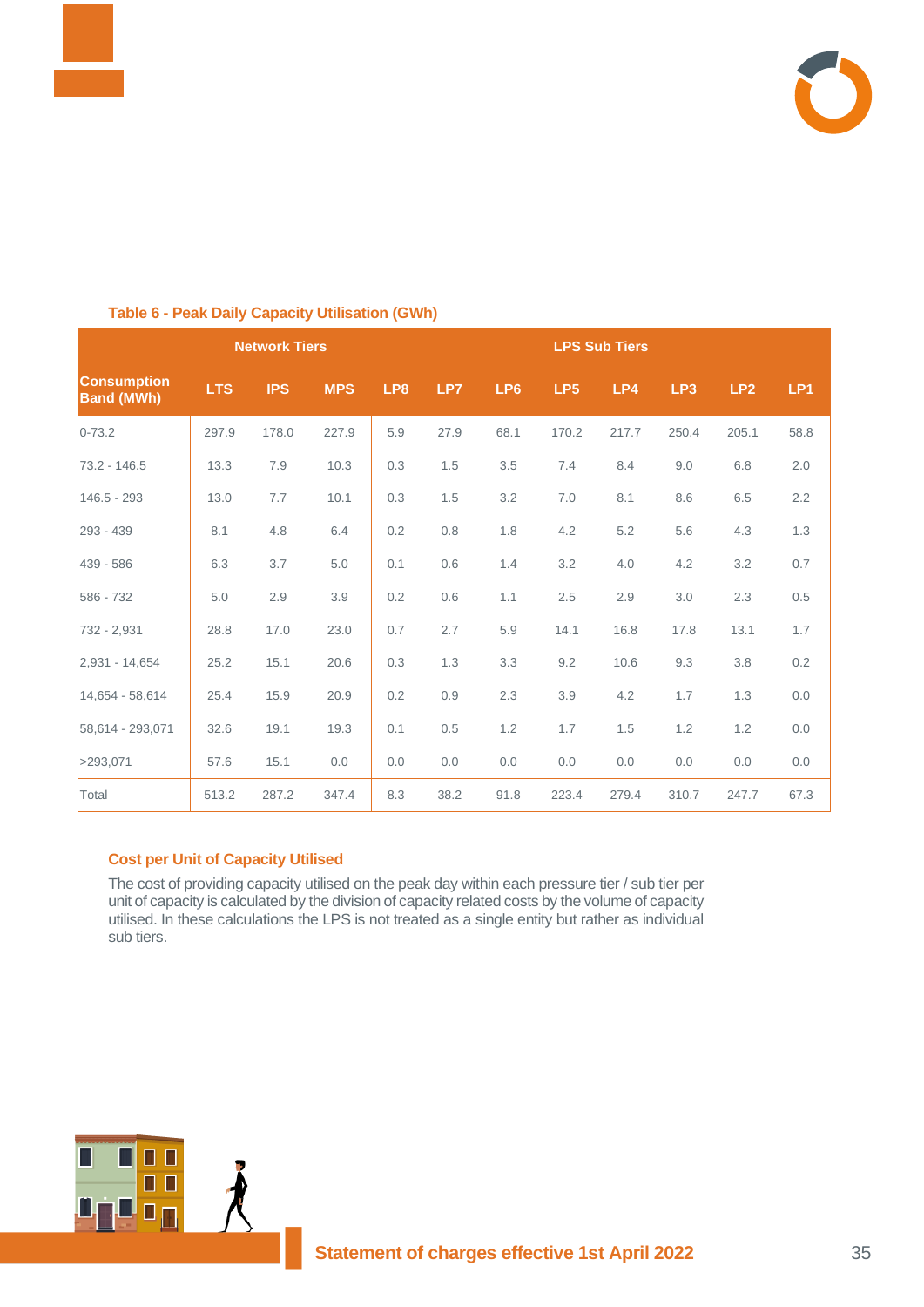### Table 6 - Peak Daily Capacity Utilisation (GWh)

| | Network Tiers | | | LPS Sub Tiers | | | | | | | |
|---|---|---|---|---|---|---|---|---|---|---|---|
| Consumption Band (MWh) | LTS | IPS | MPS | LP8 | LP7 | LP6 | LP5 | LP4 | LP3 | LP2 | LP1 |
| 0-73.2 | 297.9 | 178.0 | 227.9 | 5.9 | 27.9 | 68.1 | 170.2 | 217.7 | 250.4 | 205.1 | 58.8 |
| 73.2 - 146.5 | 13.3 | 7.9 | 10.3 | 0.3 | 1.5 | 3.5 | 7.4 | 8.4 | 9.0 | 6.8 | 2.0 |
| 146.5 - 293 | 13.0 | 7.7 | 10.1 | 0.3 | 1.5 | 3.2 | 7.0 | 8.1 | 8.6 | 6.5 | 2.2 |
| 293 - 439 | 8.1 | 4.8 | 6.4 | 0.2 | 0.8 | 1.8 | 4.2 | 5.2 | 5.6 | 4.3 | 1.3 |
| 439 - 586 | 6.3 | 3.7 | 5.0 | 0.1 | 0.6 | 1.4 | 3.2 | 4.0 | 4.2 | 3.2 | 0.7 |
| 586 - 732 | 5.0 | 2.9 | 3.9 | 0.2 | 0.6 | 1.1 | 2.5 | 2.9 | 3.0 | 2.3 | 0.5 |
| 732 - 2,931 | 28.8 | 17.0 | 23.0 | 0.7 | 2.7 | 5.9 | 14.1 | 16.8 | 17.8 | 13.1 | 1.7 |
| 2,931 - 14,654 | 25.2 | 15.1 | 20.6 | 0.3 | 1.3 | 3.3 | 9.2 | 10.6 | 9.3 | 3.8 | 0.2 |
| 14,654 - 58,614 | 25.4 | 15.9 | 20.9 | 0.2 | 0.9 | 2.3 | 3.9 | 4.2 | 1.7 | 1.3 | 0.0 |
| 58,614 - 293,071 | 32.6 | 19.1 | 19.3 | 0.1 | 0.5 | 1.2 | 1.7 | 1.5 | 1.2 | 1.2 | 0.0 |
| >293,071 | 57.6 | 15.1 | 0.0 | 0.0 | 0.0 | 0.0 | 0.0 | 0.0 | 0.0 | 0.0 | 0.0 |
| Total | 513.2 | 287.2 | 347.4 | 8.3 | 38.2 | 91.8 | 223.4 | 279.4 | 310.7 | 247.7 | 67.3 |

### Cost per Unit of Capacity Utilised

The cost of providing capacity utilised on the peak day within each pressure tier / sub tier per unit of capacity is calculated by the division of capacity related costs by the volume of capacity utilised. In these calculations the LPS is not treated as a single entity but rather as individual sub tiers.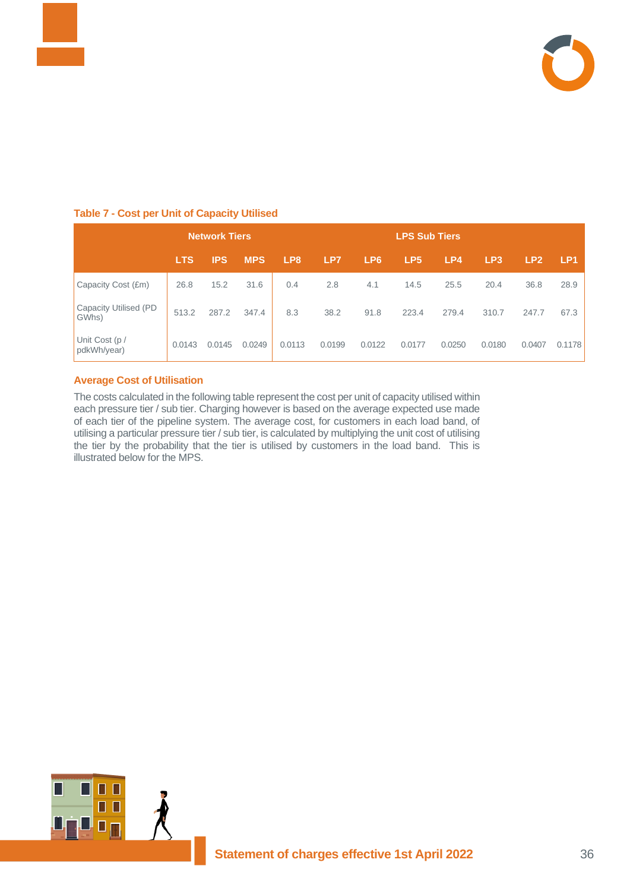### Table 7 - Cost per Unit of Capacity Utilised

| | Network Tiers | | | LPS Sub Tiers | | | | | | | |
|---|---|---|---|---|---|---|---|---|---|---|---|
| | LTS | IPS | MPS | LP8 | LP7 | LP6 | LP5 | LP4 | LP3 | LP2 | LP1 |
| Capacity Cost (£m) | 26.8 | 15.2 | 31.6 | 0.4 | 2.8 | 4.1 | 14.5 | 25.5 | 20.4 | 36.8 | 28.9 |
| Capacity Utilised (PD GWhs) | 513.2 | 287.2 | 347.4 | 8.3 | 38.2 | 91.8 | 223.4 | 279.4 | 310.7 | 247.7 | 67.3 |
| Unit Cost (p / pdkWh/year) | 0.0143 | 0.0145 | 0.0249 | 0.0113 | 0.0199 | 0.0122 | 0.0177 | 0.0250 | 0.0180 | 0.0407 | 0.1178 |

### Average Cost of Utilisation

The costs calculated in the following table represent the cost per unit of capacity utilised within each pressure tier / sub tier. Charging however is based on the average expected use made of each tier of the pipeline system. The average cost, for customers in each load band, of utilising a particular pressure tier / sub tier, is calculated by multiplying the unit cost of utilising the tier by the probability that the tier is utilised by customers in the load band. This is illustrated below for the MPS.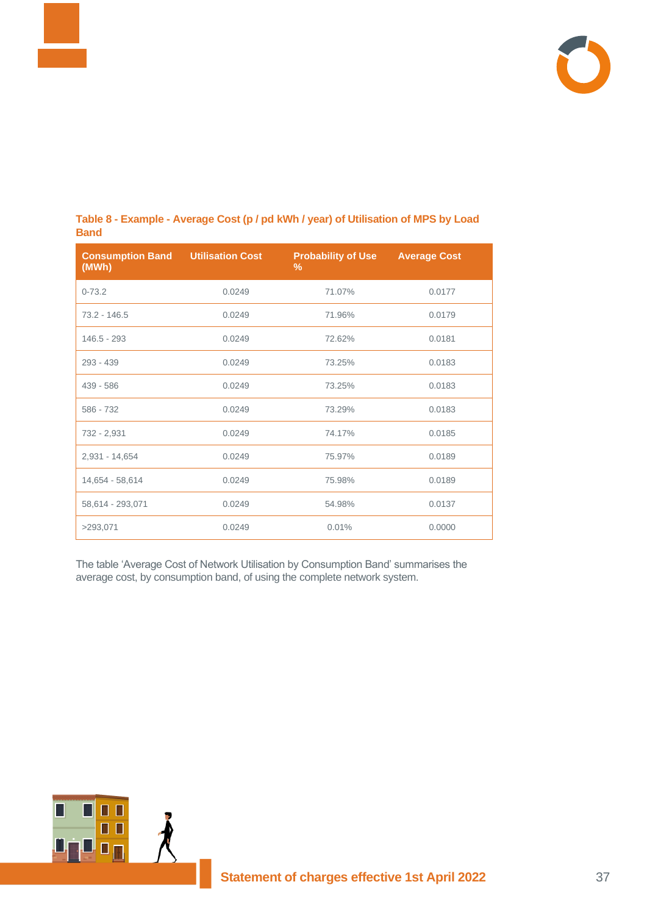**Table 8 - Example - Average Cost (p / pd kWh / year) of Utilisation of MPS by Load Band**

| Consumption Band (MWh) | Utilisation Cost | Probability of Use % | Average Cost |
|---|---|---|---|
| 0-73.2 | 0.0249 | 71.07% | 0.0177 |
| 73.2 - 146.5 | 0.0249 | 71.96% | 0.0179 |
| 146.5 - 293 | 0.0249 | 72.62% | 0.0181 |
| 293 - 439 | 0.0249 | 73.25% | 0.0183 |
| 439 - 586 | 0.0249 | 73.25% | 0.0183 |
| 586 - 732 | 0.0249 | 73.29% | 0.0183 |
| 732 - 2,931 | 0.0249 | 74.17% | 0.0185 |
| 2,931 - 14,654 | 0.0249 | 75.97% | 0.0189 |
| 14,654 - 58,614 | 0.0249 | 75.98% | 0.0189 |
| 58,614 - 293,071 | 0.0249 | 54.98% | 0.0137 |
| >293,071 | 0.0249 | 0.01% | 0.0000 |

The table 'Average Cost of Network Utilisation by Consumption Band' summarises the average cost, by consumption band, of using the complete network system.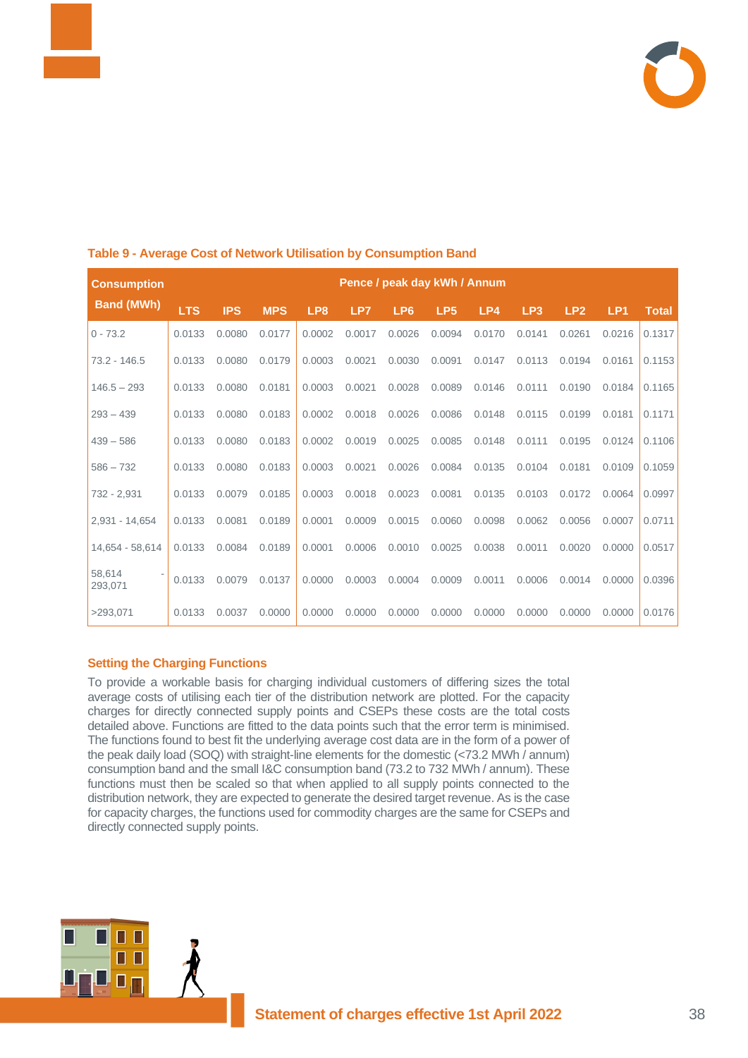**Table 9 - Average Cost of Network Utilisation by Consumption Band**

| Consumption Band (MWh) | Pence / peak day kWh / Annum | | | | | | | | | | | |
|---|---|---|---|---|---|---|---|---|---|---|---|---|
| | LTS | IPS | MPS | LP8 | LP7 | LP6 | LP5 | LP4 | LP3 | LP2 | LP1 | Total |
| 0 - 73.2 | 0.0133 | 0.0080 | 0.0177 | 0.0002 | 0.0017 | 0.0026 | 0.0094 | 0.0170 | 0.0141 | 0.0261 | 0.0216 | 0.1317 |
| 73.2 - 146.5 | 0.0133 | 0.0080 | 0.0179 | 0.0003 | 0.0021 | 0.0030 | 0.0091 | 0.0147 | 0.0113 | 0.0194 | 0.0161 | 0.1153 |
| 146.5 – 293 | 0.0133 | 0.0080 | 0.0181 | 0.0003 | 0.0021 | 0.0028 | 0.0089 | 0.0146 | 0.0111 | 0.0190 | 0.0184 | 0.1165 |
| 293 – 439 | 0.0133 | 0.0080 | 0.0183 | 0.0002 | 0.0018 | 0.0026 | 0.0086 | 0.0148 | 0.0115 | 0.0199 | 0.0181 | 0.1171 |
| 439 – 586 | 0.0133 | 0.0080 | 0.0183 | 0.0002 | 0.0019 | 0.0025 | 0.0085 | 0.0148 | 0.0111 | 0.0195 | 0.0124 | 0.1106 |
| 586 – 732 | 0.0133 | 0.0080 | 0.0183 | 0.0003 | 0.0021 | 0.0026 | 0.0084 | 0.0135 | 0.0104 | 0.0181 | 0.0109 | 0.1059 |
| 732 - 2,931 | 0.0133 | 0.0079 | 0.0185 | 0.0003 | 0.0018 | 0.0023 | 0.0081 | 0.0135 | 0.0103 | 0.0172 | 0.0064 | 0.0997 |
| 2,931 - 14,654 | 0.0133 | 0.0081 | 0.0189 | 0.0001 | 0.0009 | 0.0015 | 0.0060 | 0.0098 | 0.0062 | 0.0056 | 0.0007 | 0.0711 |
| 14,654 - 58,614 | 0.0133 | 0.0084 | 0.0189 | 0.0001 | 0.0006 | 0.0010 | 0.0025 | 0.0038 | 0.0011 | 0.0020 | 0.0000 | 0.0517 |
| 58,614 - 293,071 | 0.0133 | 0.0079 | 0.0137 | 0.0000 | 0.0003 | 0.0004 | 0.0009 | 0.0011 | 0.0006 | 0.0014 | 0.0000 | 0.0396 |
| >293,071 | 0.0133 | 0.0037 | 0.0000 | 0.0000 | 0.0000 | 0.0000 | 0.0000 | 0.0000 | 0.0000 | 0.0000 | 0.0000 | 0.0176 |

## Setting the Charging Functions

To provide a workable basis for charging individual customers of differing sizes the total average costs of utilising each tier of the distribution network are plotted. For the capacity charges for directly connected supply points and CSEPs these costs are the total costs detailed above. Functions are fitted to the data points such that the error term is minimised. The functions found to best fit the underlying average cost data are in the form of a power of the peak daily load (SOQ) with straight-line elements for the domestic (<73.2 MWh / annum) consumption band and the small I&C consumption band (73.2 to 732 MWh / annum). These functions must then be scaled so that when applied to all supply points connected to the distribution network, they are expected to generate the desired target revenue. As is the case for capacity charges, the functions used for commodity charges are the same for CSEPs and directly connected supply points.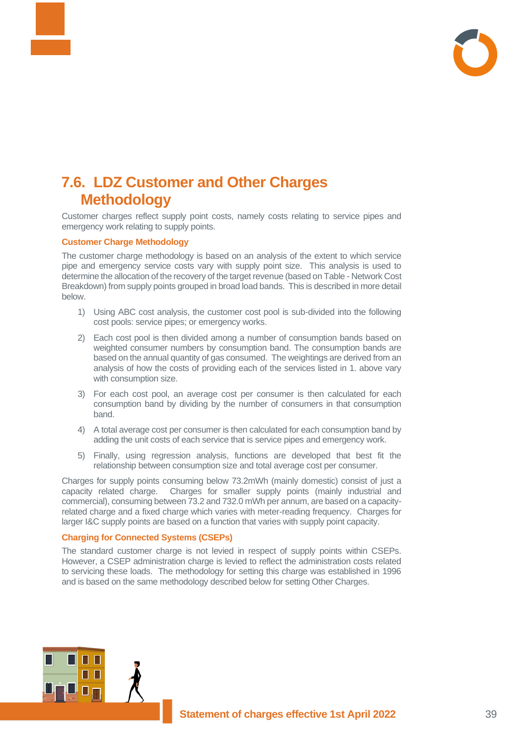## 7.6. LDZ Customer and Other Charges Methodology

Customer charges reflect supply point costs, namely costs relating to service pipes and emergency work relating to supply points.

### Customer Charge Methodology

The customer charge methodology is based on an analysis of the extent to which service pipe and emergency service costs vary with supply point size. This analysis is used to determine the allocation of the recovery of the target revenue (based on Table - Network Cost Breakdown) from supply points grouped in broad load bands. This is described in more detail below.

1) Using ABC cost analysis, the customer cost pool is sub-divided into the following cost pools: service pipes; or emergency works.
2) Each cost pool is then divided among a number of consumption bands based on weighted consumer numbers by consumption band. The consumption bands are based on the annual quantity of gas consumed. The weightings are derived from an analysis of how the costs of providing each of the services listed in 1. above vary with consumption size.
3) For each cost pool, an average cost per consumer is then calculated for each consumption band by dividing by the number of consumers in that consumption band.
4) A total average cost per consumer is then calculated for each consumption band by adding the unit costs of each service that is service pipes and emergency work.
5) Finally, using regression analysis, functions are developed that best fit the relationship between consumption size and total average cost per consumer.

Charges for supply points consuming below 73.2mWh (mainly domestic) consist of just a capacity related charge. Charges for smaller supply points (mainly industrial and commercial), consuming between 73.2 and 732.0 mWh per annum, are based on a capacity-related charge and a fixed charge which varies with meter-reading frequency. Charges for larger I&C supply points are based on a function that varies with supply point capacity.

### Charging for Connected Systems (CSEPs)

The standard customer charge is not levied in respect of supply points within CSEPs. However, a CSEP administration charge is levied to reflect the administration costs related to servicing these loads. The methodology for setting this charge was established in 1996 and is based on the same methodology described below for setting Other Charges.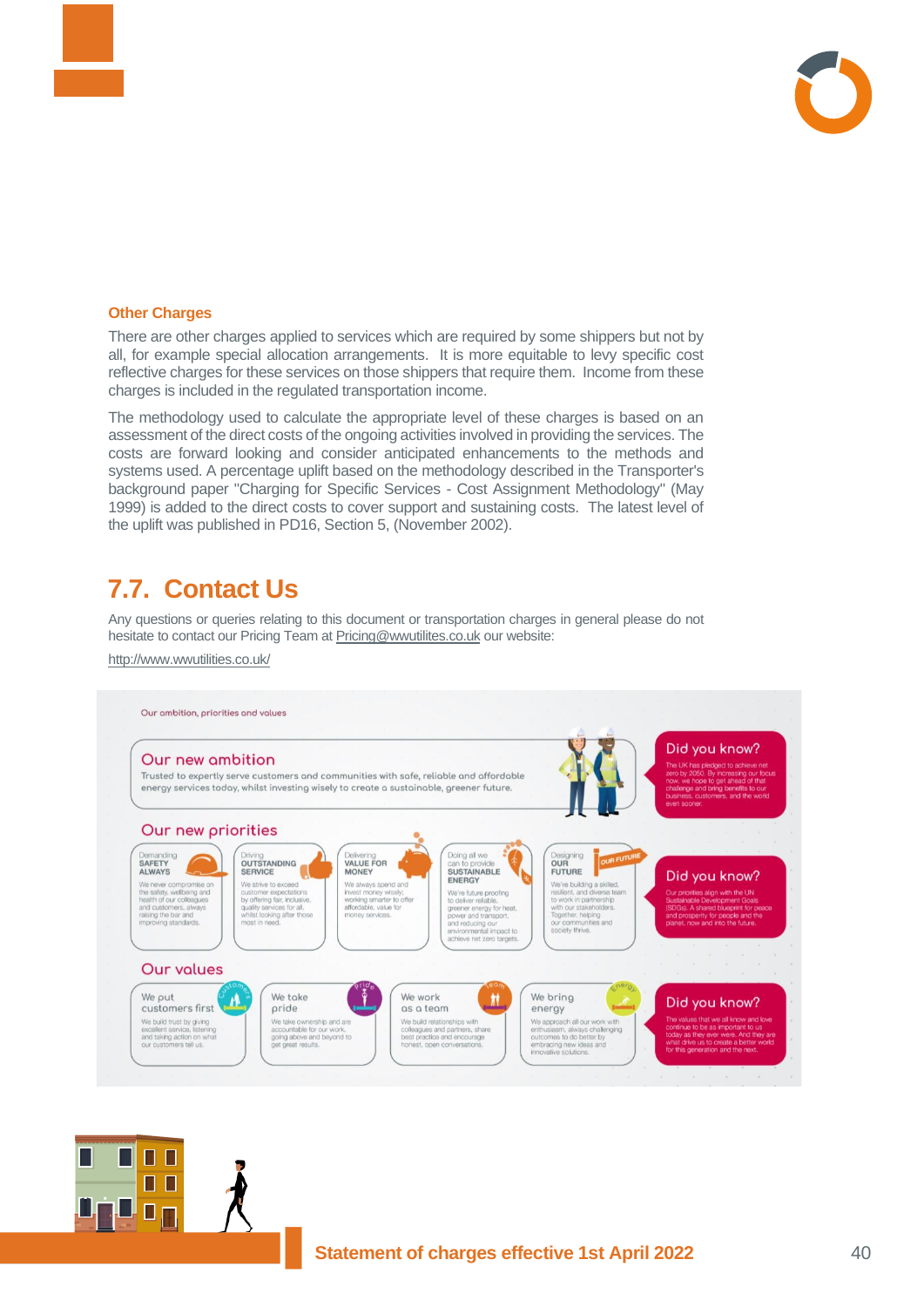**Other Charges**

There are other charges applied to services which are required by some shippers but not by all, for example special allocation arrangements. It is more equitable to levy specific cost reflective charges for these services on those shippers that require them. Income from these charges is included in the regulated transportation income.

The methodology used to calculate the appropriate level of these charges is based on an assessment of the direct costs of the ongoing activities involved in providing the services. The costs are forward looking and consider anticipated enhancements to the methods and systems used. A percentage uplift based on the methodology described in the Transporter's background paper "Charging for Specific Services - Cost Assignment Methodology" (May 1999) is added to the direct costs to cover support and sustaining costs. The latest level of the uplift was published in PD16, Section 5, (November 2002).

## 7.7. Contact Us

Any questions or queries relating to this document or transportation charges in general please do not hesitate to contact our Pricing Team at Pricing@wwutilities.co.uk our website:

http://www.wwutilities.co.uk/

Our ambition, priorities and values

**Our new ambition**

Trusted to expertly serve customers and communities with safe, reliable and affordable energy services today, whilst investing wisely to create a sustainable, greener future.

**Did you know?**

The UK has pledged to achieve net zero by 2050. By increasing our focus now, we hope to get ahead of that challenge and bring benefits to our business, customers, and the world even sooner.

**Our new priorities**

Demanding **SAFETY ALWAYS**
We never compromise on the safety, wellbeing and health of our colleagues and customers, always raising the bar and improving standards.

Driving **OUTSTANDING SERVICE**
We strive to exceed customer expectations by offering fair, inclusive, quality services for all, whilst looking after those most in need.

Delivering **VALUE FOR MONEY**
We always spend and invest money wisely; working smarter to offer affordable, value for money services.

Doing all we can to provide **SUSTAINABLE ENERGY**
We're future proofing to deliver reliable, greener energy for heat, power and transport, and reducing our environmental impact to achieve net zero targets.

Designing **OUR FUTURE**
We're building a skilled, resilient, and diverse team to work in partnership with our stakeholders. Together, helping our communities and society thrive.

**Did you know?**

Our priorities align with the UN Sustainable Development Goals (SDGs). A shared blueprint for peace and prosperity for people and the planet, now and into the future.

**Our values**

We put customers first
We build trust by giving excellent service, listening and taking action on what our customers tell us.

We take pride
We take ownership and are accountable for our work, going above and beyond to get great results.

We work as a team
We build relationships with colleagues and partners, share best practice and encourage honest, open conversations.

We bring energy
We approach all our work with enthusiasm, always challenging outcomes to do better by embracing new ideas and innovative solutions.

**Did you know?**

The values that we all know and love continue to be as important to us today as they ever were. And they are what drive us to create a better world for this generation and the next.